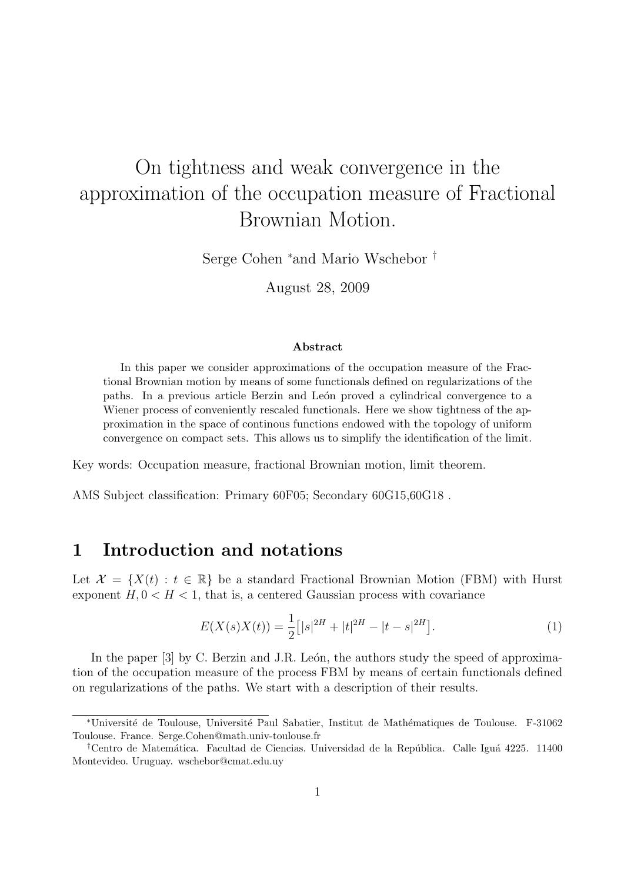# On tightness and weak convergence in the approximation of the occupation measure of Fractional Brownian Motion.

Serge Cohen [*] and Mario Wschebor [†]

August 28, 2009

**Abstract**

In this paper we consider approximations of the occupation measure of the Fractional Brownian motion by means of some functionals defined on regularizations of the paths. In a previous article Berzin and León proved a cylindrical convergence to a Wiener process of conveniently rescaled functionals. Here we show tightness of the approximation in the space of continous functions endowed with the topology of uniform convergence on compact sets. This allows us to simplify the identification of the limit.

Key words: Occupation measure, fractional Brownian motion, limit theorem.

AMS Subject classification: Primary 60F05; Secondary 60G15,60G18 .

## 1 Introduction and notations

Let $\mathcal{X} = \{X(t) : t \in \mathbb{R}\}$ be a standard Fractional Brownian Motion (FBM) with Hurst exponent $H, 0 < H < 1$, that is, a centered Gaussian process with covariance

$$E(X(s)X(t)) = \frac{1}{2}\big[|s|^{2H} + |t|^{2H} - |t-s|^{2H}\big]. \tag{1}$$

In the paper [3] by C. Berzin and J.R. León, the authors study the speed of approximation of the occupation measure of the process FBM by means of certain functionals defined on regularizations of the paths. We start with a description of their results.

---

[*] Université de Toulouse, Université Paul Sabatier, Institut de Mathématiques de Toulouse. F-31062 Toulouse. France. Serge.Cohen@math.univ-toulouse.fr

[†] Centro de Matemática. Facultad de Ciencias. Universidad de la República. Calle Iguá 4225. 11400 Montevideo. Uruguay. wschebor@cmat.edu.uy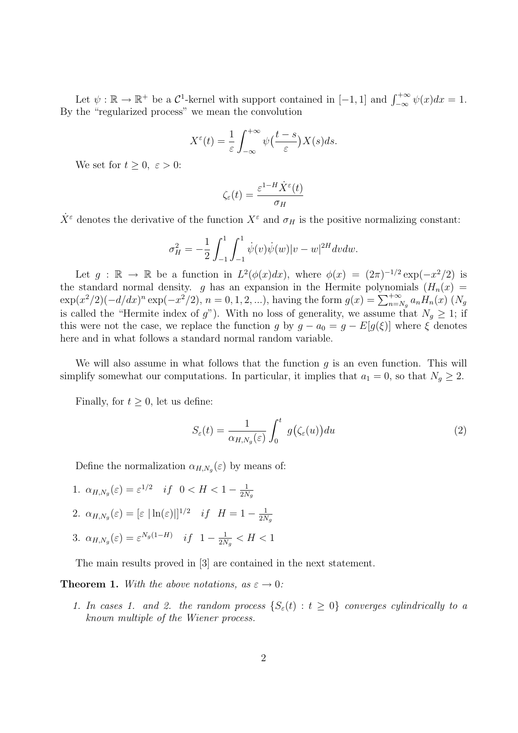Let $\psi : \mathbb{R} \to \mathbb{R}^+$ be a $\mathcal{C}^1$-kernel with support contained in $[-1, 1]$ and $\int_{-\infty}^{+\infty} \psi(x)dx = 1$. By the "regularized process" we mean the convolution

$$X^\varepsilon(t) = \frac{1}{\varepsilon}\int_{-\infty}^{+\infty} \psi\big(\frac{t-s}{\varepsilon}\big)X(s)ds.$$

We set for $t \geq 0,\ \varepsilon > 0$:

$$\zeta_\varepsilon(t) = \frac{\varepsilon^{1-H}\dot{X}^\varepsilon(t)}{\sigma_H}$$

$\dot{X}^\varepsilon$ denotes the derivative of the function $X^\varepsilon$ and $\sigma_H$ is the positive normalizing constant:

$$\sigma_H^2 = -\frac{1}{2}\int_{-1}^{1}\int_{-1}^{1} \dot{\psi}(v)\dot{\psi}(w)|v-w|^{2H}dvdw.$$

Let $g : \mathbb{R} \to \mathbb{R}$ be a function in $L^2(\phi(x)dx)$, where $\phi(x) = (2\pi)^{-1/2}\exp(-x^2/2)$ is the standard normal density. $g$ has an expansion in the Hermite polynomials ($H_n(x) = \exp(x^2/2)(-d/dx)^n \exp(-x^2/2)$, $n = 0, 1, 2, ...$), having the form $g(x) = \sum_{n=N_g}^{+\infty} a_n H_n(x)$ ($N_g$ is called the "Hermite index of $g$"). With no loss of generality, we assume that $N_g \geq 1$; if this were not the case, we replace the function $g$ by $g - a_0 = g - E[g(\xi)]$ where $\xi$ denotes here and in what follows a standard normal random variable.

We will also assume in what follows that the function $g$ is an even function. This will simplify somewhat our computations. In particular, it implies that $a_1 = 0$, so that $N_g \geq 2$.

Finally, for $t \geq 0$, let us define:

$$S_\varepsilon(t) = \frac{1}{\alpha_{H,N_g}(\varepsilon)}\int_0^t g\big(\zeta_\varepsilon(u)\big)du \tag{2}$$

Define the normalization $\alpha_{H,N_g}(\varepsilon)$ by means of:

1. $\alpha_{H,N_g}(\varepsilon) = \varepsilon^{1/2} \quad if \quad 0 < H < 1 - \frac{1}{2N_g}$
2. $\alpha_{H,N_g}(\varepsilon) = [\varepsilon\ |\ln(\varepsilon)|]^{1/2} \quad if \quad H = 1 - \frac{1}{2N_g}$
3. $\alpha_{H,N_g}(\varepsilon) = \varepsilon^{N_g(1-H)} \quad if \quad 1 - \frac{1}{2N_g} < H < 1$

The main results proved in [3] are contained in the next statement.

**Theorem 1.** *With the above notations, as $\varepsilon \to 0$:*

1. *In cases 1. and 2. the random process $\{S_\varepsilon(t) : t \geq 0\}$ converges cylindrically to a known multiple of the Wiener process.*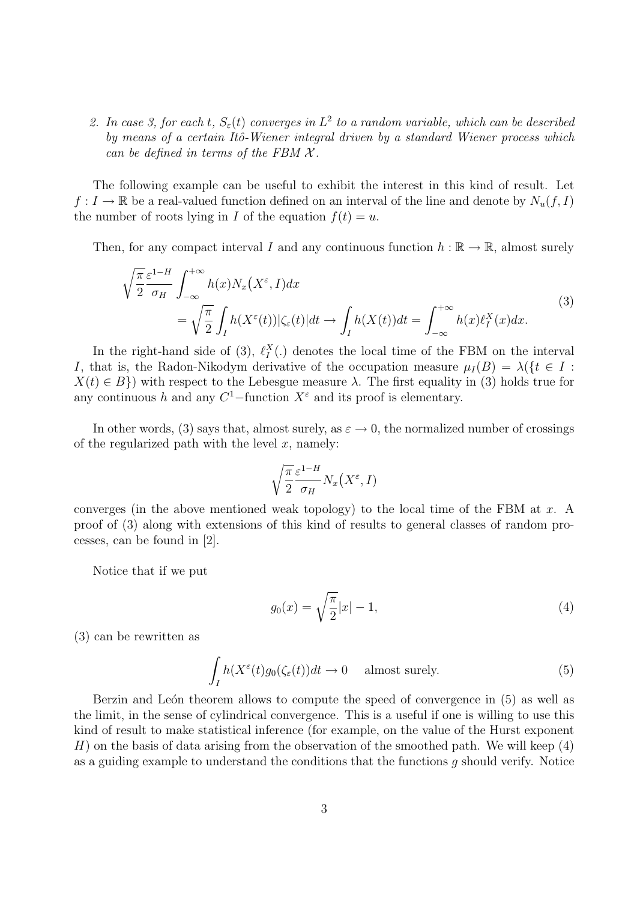2. *In case 3, for each $t$, $S_\varepsilon(t)$ converges in $L^2$ to a random variable, which can be described by means of a certain Itô-Wiener integral driven by a standard Wiener process which can be defined in terms of the FBM $\mathcal{X}$.*

The following example can be useful to exhibit the interest in this kind of result. Let $f : I \to \mathbb{R}$ be a real-valued function defined on an interval of the line and denote by $N_u(f, I)$ the number of roots lying in $I$ of the equation $f(t) = u$.

Then, for any compact interval $I$ and any continuous function $h : \mathbb{R} \to \mathbb{R}$, almost surely

$$
\begin{aligned}
\sqrt{\frac{\pi}{2}} \frac{\varepsilon^{1-H}}{\sigma_H} \int_{-\infty}^{+\infty} h(x) N_x\big(X^\varepsilon, I\big) dx \\
= \sqrt{\frac{\pi}{2}} \int_I h(X^\varepsilon(t)) |\zeta_\varepsilon(t)| dt \to \int_I h(X(t)) dt = \int_{-\infty}^{+\infty} h(x) \ell_I^X(x) dx.
\end{aligned}
\tag{3}
$$

In the right-hand side of (3), $\ell_I^X(.)$ denotes the local time of the FBM on the interval $I$, that is, the Radon-Nikodym derivative of the occupation measure $\mu_I(B) = \lambda(\{t \in I : X(t) \in B\})$ with respect to the Lebesgue measure $\lambda$. The first equality in (3) holds true for any continuous $h$ and any $C^1-$function $X^\varepsilon$ and its proof is elementary.

In other words, (3) says that, almost surely, as $\varepsilon \to 0$, the normalized number of crossings of the regularized path with the level $x$, namely:

$$
\sqrt{\frac{\pi}{2}} \frac{\varepsilon^{1-H}}{\sigma_H} N_x\big(X^\varepsilon, I\big)
$$

converges (in the above mentioned weak topology) to the local time of the FBM at $x$. A proof of (3) along with extensions of this kind of results to general classes of random processes, can be found in [2].

Notice that if we put

$$
g_0(x) = \sqrt{\frac{\pi}{2}} |x| - 1, \tag{4}
$$

(3) can be rewritten as

$$
\int_I h(X^\varepsilon(t) g_0(\zeta_\varepsilon(t)) dt \to 0 \quad \text{almost surely.} \tag{5}
$$

Berzin and León theorem allows to compute the speed of convergence in (5) as well as the limit, in the sense of cylindrical convergence. This is a useful if one is willing to use this kind of result to make statistical inference (for example, on the value of the Hurst exponent $H$) on the basis of data arising from the observation of the smoothed path. We will keep (4) as a guiding example to understand the conditions that the functions $g$ should verify. Notice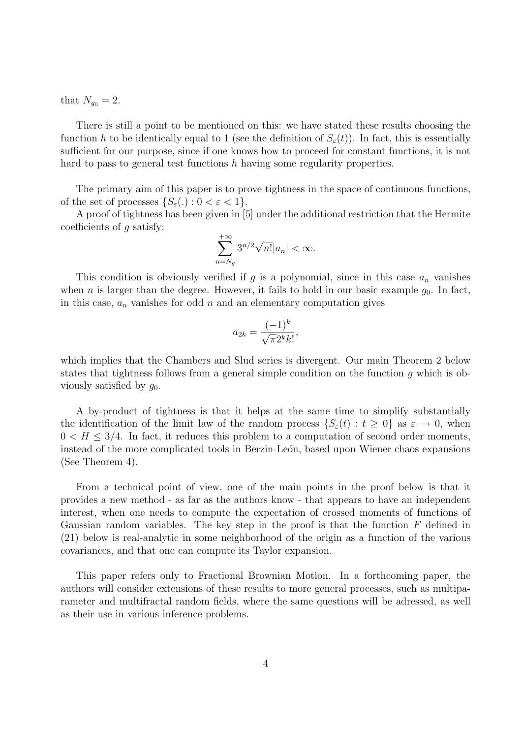that $N_{g_0} = 2$.

There is still a point to be mentioned on this: we have stated these results choosing the function $h$ to be identically equal to 1 (see the definition of $S_\varepsilon(t)$). In fact, this is essentially sufficient for our purpose, since if one knows how to proceed for constant functions, it is not hard to pass to general test functions $h$ having some regularity properties.

The primary aim of this paper is to prove tightness in the space of continuous functions, of the set of processes $\{S_\varepsilon(.) : 0 < \varepsilon < 1\}$.

A proof of tightness has been given in [5] under the additional restriction that the Hermite coefficients of $g$ satisfy:

$$\sum_{n=N_g}^{+\infty} 3^{n/2}\sqrt{n!}|a_n| < \infty.$$

This condition is obviously verified if $g$ is a polynomial, since in this case $a_n$ vanishes when $n$ is larger than the degree. However, it fails to hold in our basic example $g_0$. In fact, in this case, $a_n$ vanishes for odd $n$ and an elementary computation gives

$$a_{2k} = \frac{(-1)^k}{\sqrt{\pi}2^k k!},$$

which implies that the Chambers and Slud series is divergent. Our main Theorem 2 below states that tightness follows from a general simple condition on the function $g$ which is obviously satisfied by $g_0$.

A by-product of tightness is that it helps at the same time to simplify substantially the identification of the limit law of the random process $\{S_\varepsilon(t) : t \geq 0\}$ as $\varepsilon \to 0$, when $0 < H \leq 3/4$. In fact, it reduces this problem to a computation of second order moments, instead of the more complicated tools in Berzin-León, based upon Wiener chaos expansions (See Theorem 4).

From a technical point of view, one of the main points in the proof below is that it provides a new method - as far as the authors know - that appears to have an independent interest, when one needs to compute the expectation of crossed moments of functions of Gaussian random variables. The key step in the proof is that the function $F$ defined in (21) below is real-analytic in some neighborhood of the origin as a function of the various covariances, and that one can compute its Taylor expansion.

This paper refers only to Fractional Brownian Motion. In a forthcoming paper, the authors will consider extensions of these results to more general processes, such as multiparameter and multifractal random fields, where the same questions will be adressed, as well as their use in various inference problems.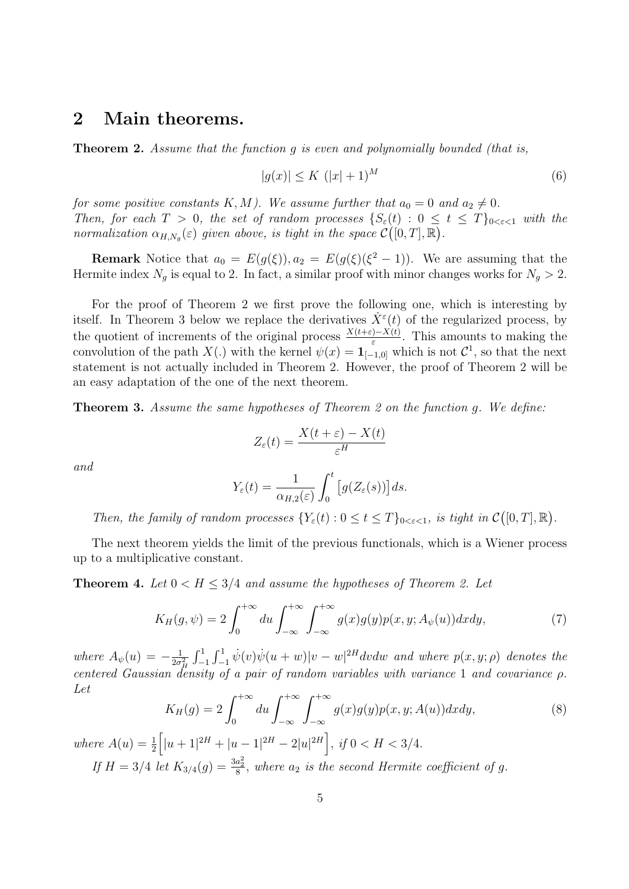## 2 Main theorems.

**Theorem 2.** *Assume that the function $g$ is even and polynomially bounded (that is,*

$$|g(x)| \leq K \ (|x| + 1)^M \tag{6}$$

*for some positive constants $K, M$). We assume further that $a_0 = 0$ and $a_2 \neq 0$.*
*Then, for each $T > 0$, the set of random processes $\{S_\varepsilon(t) : 0 \leq t \leq T\}_{0<\varepsilon<1}$ with the normalization $\alpha_{H,N_g}(\varepsilon)$ given above, is tight in the space $\mathcal{C}\big([0,T],\mathbb{R}\big)$.*

**Remark** Notice that $a_0 = E(g(\xi)), a_2 = E(g(\xi)(\xi^2 - 1))$. We are assuming that the Hermite index $N_g$ is equal to 2. In fact, a similar proof with minor changes works for $N_g > 2$.

For the proof of Theorem 2 we first prove the following one, which is interesting by itself. In Theorem 3 below we replace the derivatives $\dot{X}^\varepsilon(t)$ of the regularized process, by the quotient of increments of the original process $\frac{X(t+\varepsilon)-X(t)}{\varepsilon}$. This amounts to making the convolution of the path $X(.)$ with the kernel $\psi(x) = \mathbf{1}_{[-1,0]}$ which is not $\mathcal{C}^1$, so that the next statement is not actually included in Theorem 2. However, the proof of Theorem 2 will be an easy adaptation of the one of the next theorem.

**Theorem 3.** *Assume the same hypotheses of Theorem 2 on the function $g$. We define:*

$$Z_\varepsilon(t) = \frac{X(t+\varepsilon) - X(t)}{\varepsilon^H}$$

*and*

$$Y_\varepsilon(t) = \frac{1}{\alpha_{H,2}(\varepsilon)} \int_0^t \big[g(Z_\varepsilon(s))\big] ds.$$

*Then, the family of random processes $\{Y_\varepsilon(t) : 0 \leq t \leq T\}_{0<\varepsilon<1}$, is tight in $\mathcal{C}\big([0,T],\mathbb{R}\big)$.*

The next theorem yields the limit of the previous functionals, which is a Wiener process up to a multiplicative constant.

**Theorem 4.** *Let $0 < H \leq 3/4$ and assume the hypotheses of Theorem 2. Let*

$$K_H(g,\psi) = 2\int_0^{+\infty} du \int_{-\infty}^{+\infty}\int_{-\infty}^{+\infty} g(x)g(y)p(x,y;A_\psi(u))dxdy, \tag{7}$$

*where $A_\psi(u) = -\frac{1}{2\sigma_H^2}\int_{-1}^{1}\int_{-1}^{1}\dot{\psi}(v)\dot{\psi}(u+w)|v-w|^{2H}dvdw$ and where $p(x,y;\rho)$ denotes the centered Gaussian density of a pair of random variables with variance 1 and covariance $\rho$.*
*Let*

$$K_H(g) = 2\int_0^{+\infty} du \int_{-\infty}^{+\infty}\int_{-\infty}^{+\infty} g(x)g(y)p(x,y;A(u))dxdy, \tag{8}$$

*where $A(u) = \frac{1}{2}\Big[|u+1|^{2H} + |u-1|^{2H} - 2|u|^{2H}\Big]$, if $0 < H < 3/4$.*

*If $H = 3/4$ let $K_{3/4}(g) = \frac{3a_2^2}{8}$, where $a_2$ is the second Hermite coefficient of $g$.*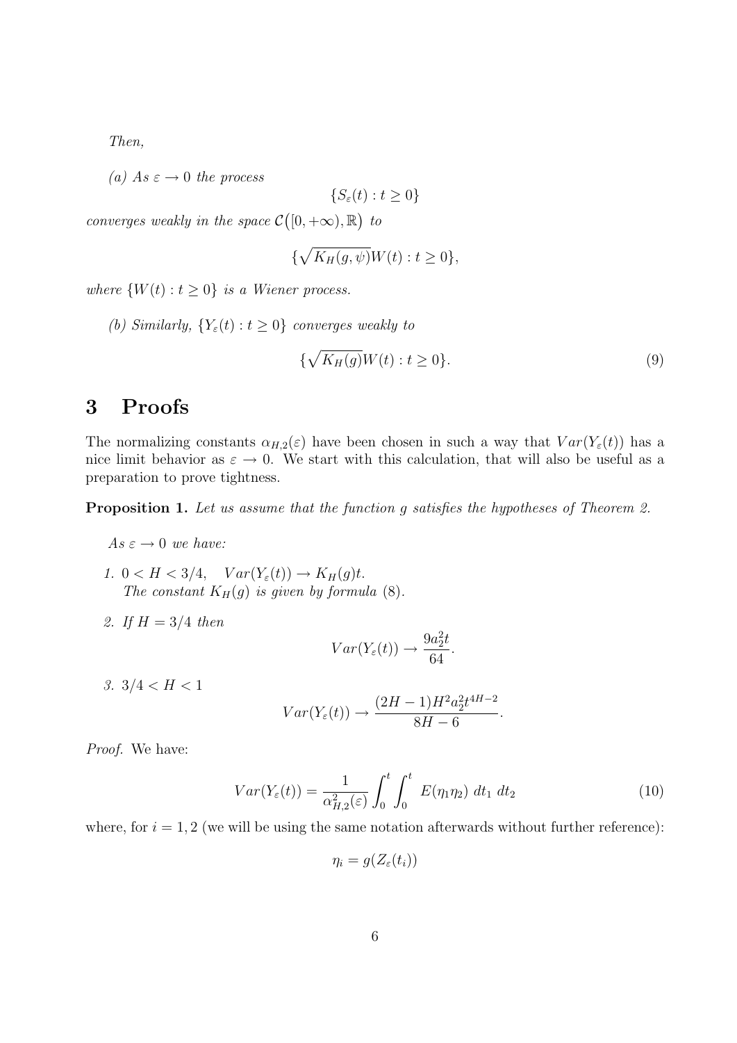*Then,*

*(a) As $\varepsilon \to 0$ the process*

$$\{S_\varepsilon(t) : t \geq 0\}$$

*converges weakly in the space $\mathcal{C}\big([0, +\infty), \mathbb{R}\big)$ to*

$$\{\sqrt{K_H(g, \psi)}W(t) : t \geq 0\},$$

*where $\{W(t) : t \geq 0\}$ is a Wiener process.*

*(b) Similarly, $\{Y_\varepsilon(t) : t \geq 0\}$ converges weakly to*

$$\{\sqrt{K_H(g)}W(t) : t \geq 0\}. \tag{9}$$

# 3 Proofs

The normalizing constants $\alpha_{H,2}(\varepsilon)$ have been chosen in such a way that $Var(Y_\varepsilon(t))$ has a nice limit behavior as $\varepsilon \to 0$. We start with this calculation, that will also be useful as a preparation to prove tightness.

**Proposition 1.** *Let us assume that the function $g$ satisfies the hypotheses of Theorem 2.*

*As $\varepsilon \to 0$ we have:*

1. $0 < H < 3/4, \quad Var(Y_\varepsilon(t)) \to K_H(g)t.$  
   *The constant $K_H(g)$ is given by formula (8).*

2. *If $H = 3/4$ then*
$$Var(Y_\varepsilon(t)) \to \frac{9a_2^2 t}{64}.$$

3. $3/4 < H < 1$
$$Var(Y_\varepsilon(t)) \to \frac{(2H-1)H^2 a_2^2 t^{4H-2}}{8H-6}.$$

*Proof.* We have:

$$Var(Y_\varepsilon(t)) = \frac{1}{\alpha^2_{H,2}(\varepsilon)} \int_0^t \int_0^t E(\eta_1 \eta_2)\ dt_1\ dt_2 \tag{10}$$

where, for $i = 1, 2$ (we will be using the same notation afterwards without further reference):

$$\eta_i = g(Z_\varepsilon(t_i))$$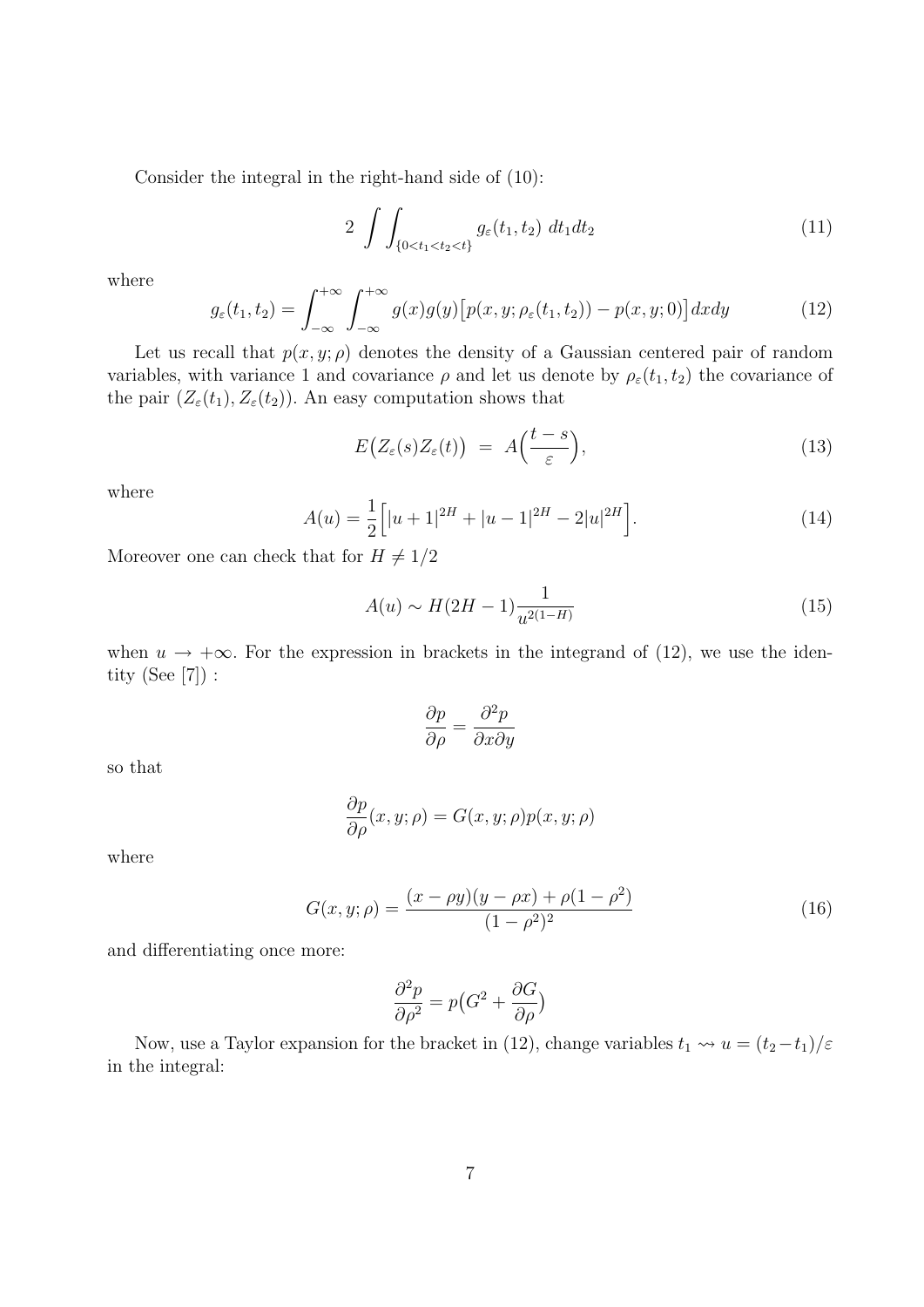Consider the integral in the right-hand side of (10):

$$2 \int\int_{\{0<t_1<t_2<t\}} g_\varepsilon(t_1,t_2)\ dt_1dt_2 \tag{11}$$

where

$$g_\varepsilon(t_1,t_2) = \int_{-\infty}^{+\infty}\int_{-\infty}^{+\infty} g(x)g(y)\big[p(x,y;\rho_\varepsilon(t_1,t_2)) - p(x,y;0)\big]dxdy \tag{12}$$

Let us recall that $p(x,y;\rho)$ denotes the density of a Gaussian centered pair of random variables, with variance 1 and covariance $\rho$ and let us denote by $\rho_\varepsilon(t_1,t_2)$ the covariance of the pair $(Z_\varepsilon(t_1), Z_\varepsilon(t_2))$. An easy computation shows that

$$E\big(Z_\varepsilon(s)Z_\varepsilon(t)\big) \ = \ A\Big(\frac{t-s}{\varepsilon}\Big), \tag{13}$$

where

$$A(u) = \frac{1}{2}\Big[|u+1|^{2H} + |u-1|^{2H} - 2|u|^{2H}\Big]. \tag{14}$$

Moreover one can check that for $H \neq 1/2$

$$A(u) \sim H(2H-1)\frac{1}{u^{2(1-H)}} \tag{15}$$

when $u \to +\infty$. For the expression in brackets in the integrand of (12), we use the identity (See [7]) :

$$\frac{\partial p}{\partial \rho} = \frac{\partial^2 p}{\partial x \partial y}$$

so that

$$\frac{\partial p}{\partial \rho}(x,y;\rho) = G(x,y;\rho)p(x,y;\rho)$$

where

$$G(x,y;\rho) = \frac{(x-\rho y)(y-\rho x) + \rho(1-\rho^2)}{(1-\rho^2)^2} \tag{16}$$

and differentiating once more:

$$\frac{\partial^2 p}{\partial \rho^2} = p\big(G^2 + \frac{\partial G}{\partial \rho}\big)$$

Now, use a Taylor expansion for the bracket in (12), change variables $t_1 \rightsquigarrow u = (t_2 - t_1)/\varepsilon$ in the integral: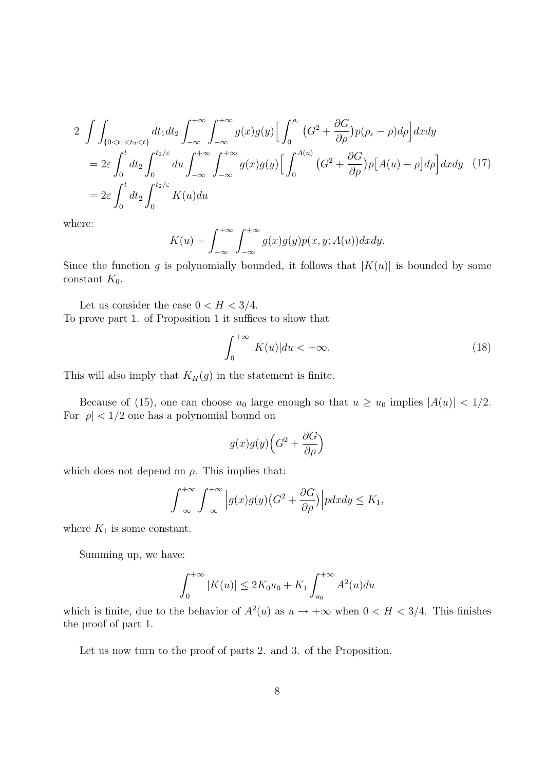$$
\begin{aligned}
2 & \int\int_{\{0<t_1<t_2<t\}} dt_1 dt_2 \int_{-\infty}^{+\infty}\int_{-\infty}^{+\infty} g(x)g(y)\Big[\int_0^{\rho_\varepsilon}\big(G^2+\frac{\partial G}{\partial \rho}\big)p(\rho_\varepsilon-\rho)d\rho\Big]dxdy \\
&= 2\varepsilon\int_0^t dt_2\int_0^{t_2/\varepsilon} du\int_{-\infty}^{+\infty}\int_{-\infty}^{+\infty} g(x)g(y)\Big[\int_0^{A(u)}\big(G^2+\frac{\partial G}{\partial \rho}\big)p\big[A(u)-\rho\big]d\rho\Big]dxdy \\
&= 2\varepsilon\int_0^t dt_2\int_0^{t_2/\varepsilon} K(u)du
\end{aligned}
\tag{17}
$$

where:

$$
K(u) = \int_{-\infty}^{+\infty}\int_{-\infty}^{+\infty} g(x)g(y)p(x,y;A(u))dxdy.
$$

Since the function $g$ is polynomially bounded, it follows that $|K(u)|$ is bounded by some constant $K_0$.

Let us consider the case $0 < H < 3/4$.
To prove part 1. of Proposition 1 it suffices to show that

$$
\int_0^{+\infty}|K(u)|du < +\infty. \tag{18}
$$

This will also imply that $K_H(g)$ in the statement is finite.

Because of (15), one can choose $u_0$ large enough so that $u \geq u_0$ implies $|A(u)| < 1/2$. For $|\rho| < 1/2$ one has a polynomial bound on

$$
g(x)g(y)\Big(G^2+\frac{\partial G}{\partial \rho}\Big)
$$

which does not depend on $\rho$. This implies that:

$$
\int_{-\infty}^{+\infty}\int_{-\infty}^{+\infty}\Big|g(x)g(y)\big(G^2+\frac{\partial G}{\partial \rho}\big)\Big|p dxdy \leq K_1,
$$

where $K_1$ is some constant.

Summing up, we have:

$$
\int_0^{+\infty}|K(u)| \leq 2K_0u_0 + K_1\int_{u_0}^{+\infty}A^2(u)du
$$

which is finite, due to the behavior of $A^2(u)$ as $u \to +\infty$ when $0 < H < 3/4$. This finishes the proof of part 1.

Let us now turn to the proof of parts 2. and 3. of the Proposition.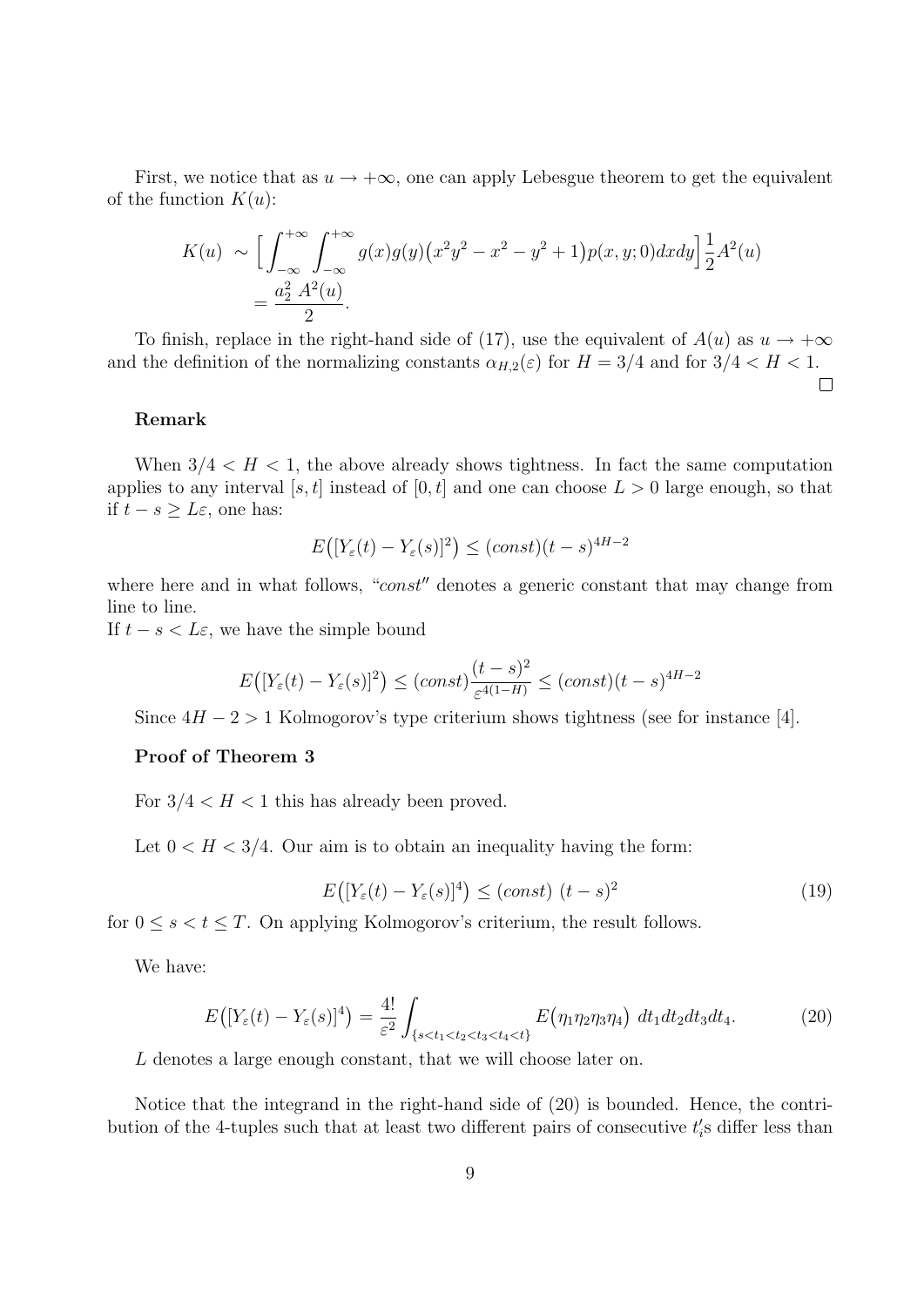First, we notice that as $u \to +\infty$, one can apply Lebesgue theorem to get the equivalent of the function $K(u)$:

$$
\begin{aligned}
K(u) \ &\sim \Big[ \int_{-\infty}^{+\infty} \int_{-\infty}^{+\infty} g(x)g(y)\big(x^2y^2 - x^2 - y^2 + 1\big)p(x,y;0)dxdy \Big] \frac{1}{2}A^2(u) \\
&= \frac{a_2^2 \ A^2(u)}{2}.
\end{aligned}
$$

To finish, replace in the right-hand side of (17), use the equivalent of $A(u)$ as $u \to +\infty$ and the definition of the normalizing constants $\alpha_{H,2}(\varepsilon)$ for $H = 3/4$ and for $3/4 < H < 1$. □

**Remark**

When $3/4 < H < 1$, the above already shows tightness. In fact the same computation applies to any interval $[s,t]$ instead of $[0,t]$ and one can choose $L > 0$ large enough, so that if $t - s \geq L\varepsilon$, one has:

$$
E\big([Y_\varepsilon(t) - Y_\varepsilon(s)]^2\big) \leq (const)(t-s)^{4H-2}
$$

where here and in what follows, "$const''$ denotes a generic constant that may change from line to line.

If $t - s < L\varepsilon$, we have the simple bound

$$
E\big([Y_\varepsilon(t) - Y_\varepsilon(s)]^2\big) \leq (const)\frac{(t-s)^2}{\varepsilon^{4(1-H)}} \leq (const)(t-s)^{4H-2}
$$

Since $4H - 2 > 1$ Kolmogorov's type criterium shows tightness (see for instance [4].

**Proof of Theorem 3**

For $3/4 < H < 1$ this has already been proved.

Let $0 < H < 3/4$. Our aim is to obtain an inequality having the form:

$$
E\big([Y_\varepsilon(t) - Y_\varepsilon(s)]^4\big) \leq (const) \ (t-s)^2 \tag{19}
$$

for $0 \leq s < t \leq T$. On applying Kolmogorov's criterium, the result follows.

We have:

$$
E\big([Y_\varepsilon(t) - Y_\varepsilon(s)]^4\big) = \frac{4!}{\varepsilon^2} \int_{\{s<t_1<t_2<t_3<t_4<t\}} E\big(\eta_1\eta_2\eta_3\eta_4\big) \ dt_1dt_2dt_3dt_4. \tag{20}
$$

$L$ denotes a large enough constant, that we will choose later on.

Notice that the integrand in the right-hand side of (20) is bounded. Hence, the contribution of the 4-tuples such that at least two different pairs of consecutive $t_i'$s differ less than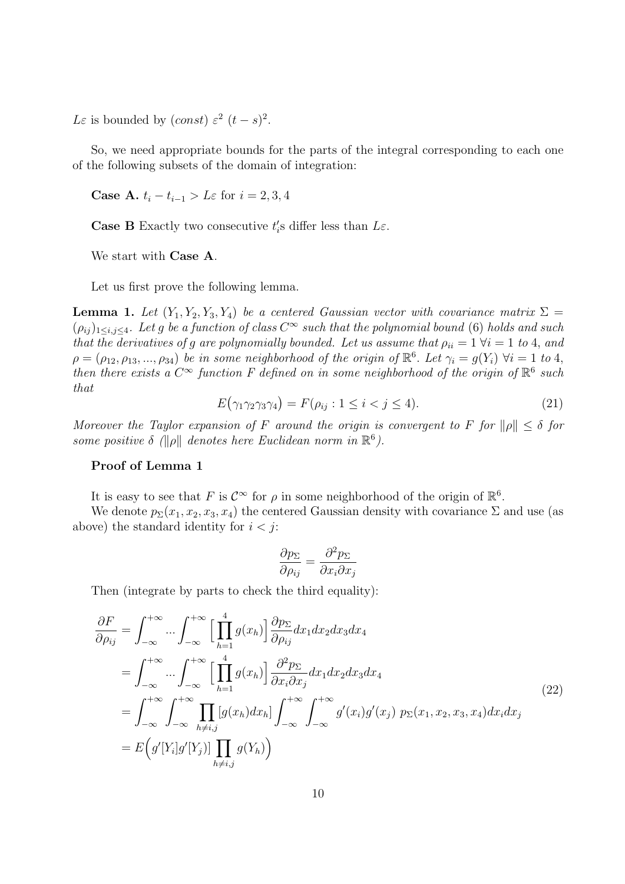$L\varepsilon$ is bounded by $(const)\ \varepsilon^2\ (t-s)^2$.

So, we need appropriate bounds for the parts of the integral corresponding to each one of the following subsets of the domain of integration:

**Case A.** $t_i - t_{i-1} > L\varepsilon$ for $i = 2, 3, 4$

**Case B** Exactly two consecutive $t_i'$s differ less than $L\varepsilon$.

We start with **Case A**.

Let us first prove the following lemma.

**Lemma 1.** *Let $(Y_1, Y_2, Y_3, Y_4)$ be a centered Gaussian vector with covariance matrix $\Sigma = (\rho_{ij})_{1\leq i,j\leq 4}$. Let $g$ be a function of class $C^\infty$ such that the polynomial bound (6) holds and such that the derivatives of $g$ are polynomially bounded. Let us assume that $\rho_{ii} = 1\ \forall i = 1$ to $4$, and $\rho = (\rho_{12}, \rho_{13}, ..., \rho_{34})$ be in some neighborhood of the origin of $\mathbb{R}^6$. Let $\gamma_i = g(Y_i)\ \forall i = 1$ to $4$, then there exists a $C^\infty$ function $F$ defined on in some neighborhood of the origin of $\mathbb{R}^6$ such that*

$$E\big(\gamma_1\gamma_2\gamma_3\gamma_4\big) = F(\rho_{ij} : 1 \leq i < j \leq 4). \tag{21}$$

*Moreover the Taylor expansion of $F$ around the origin is convergent to $F$ for $\|\rho\| \leq \delta$ for some positive $\delta$ ($\|\rho\|$ denotes here Euclidean norm in $\mathbb{R}^6$).*

**Proof of Lemma 1**

It is easy to see that $F$ is $\mathcal{C}^\infty$ for $\rho$ in some neighborhood of the origin of $\mathbb{R}^6$.

We denote $p_\Sigma(x_1, x_2, x_3, x_4)$ the centered Gaussian density with covariance $\Sigma$ and use (as above) the standard identity for $i < j$:

$$\frac{\partial p_\Sigma}{\partial \rho_{ij}} = \frac{\partial^2 p_\Sigma}{\partial x_i \partial x_j}$$

Then (integrate by parts to check the third equality):

$$\begin{aligned}
\frac{\partial F}{\partial \rho_{ij}} &= \int_{-\infty}^{+\infty} ... \int_{-\infty}^{+\infty} \Big[\prod_{h=1}^{4} g(x_h)\Big] \frac{\partial p_\Sigma}{\partial \rho_{ij}} dx_1 dx_2 dx_3 dx_4 \\
&= \int_{-\infty}^{+\infty} ... \int_{-\infty}^{+\infty} \Big[\prod_{h=1}^{4} g(x_h)\Big] \frac{\partial^2 p_\Sigma}{\partial x_i \partial x_j} dx_1 dx_2 dx_3 dx_4 \\
&= \int_{-\infty}^{+\infty} \int_{-\infty}^{+\infty} \prod_{h\neq i,j} [g(x_h) dx_h] \int_{-\infty}^{+\infty} \int_{-\infty}^{+\infty} g'(x_i) g'(x_j)\ p_\Sigma(x_1, x_2, x_3, x_4) dx_i dx_j \\
&= E\Big(g'[Y_i] g'[Y_j)] \prod_{h\neq i,j} g(Y_h)\Big)
\end{aligned} \tag{22}$$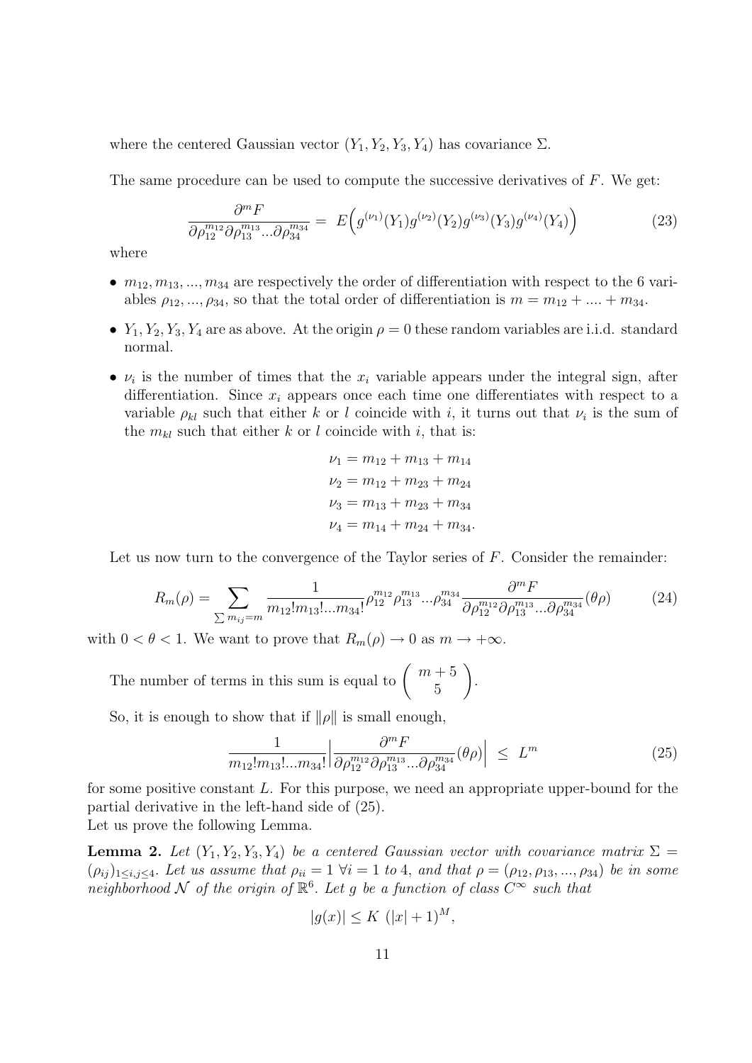where the centered Gaussian vector $(Y_1, Y_2, Y_3, Y_4)$ has covariance $\Sigma$.

The same procedure can be used to compute the successive derivatives of $F$. We get:

$$\frac{\partial^m F}{\partial \rho_{12}^{m_{12}} \partial \rho_{13}^{m_{13}} ... \partial \rho_{34}^{m_{34}}} = E\Big(g^{(\nu_1)}(Y_1) g^{(\nu_2)}(Y_2) g^{(\nu_3)}(Y_3) g^{(\nu_4)}(Y_4)\Big) \tag{23}$$

where

- $m_{12}, m_{13}, ..., m_{34}$ are respectively the order of differentiation with respect to the 6 variables $\rho_{12}, ..., \rho_{34}$, so that the total order of differentiation is $m = m_{12} + .... + m_{34}$.
- $Y_1, Y_2, Y_3, Y_4$ are as above. At the origin $\rho = 0$ these random variables are i.i.d. standard normal.
- $\nu_i$ is the number of times that the $x_i$ variable appears under the integral sign, after differentiation. Since $x_i$ appears once each time one differentiates with respect to a variable $\rho_{kl}$ such that either $k$ or $l$ coincide with $i$, it turns out that $\nu_i$ is the sum of the $m_{kl}$ such that either $k$ or $l$ coincide with $i$, that is:

$$\begin{aligned}
\nu_1 &= m_{12} + m_{13} + m_{14} \\
\nu_2 &= m_{12} + m_{23} + m_{24} \\
\nu_3 &= m_{13} + m_{23} + m_{34} \\
\nu_4 &= m_{14} + m_{24} + m_{34}.
\end{aligned}$$

Let us now turn to the convergence of the Taylor series of $F$. Consider the remainder:

$$R_m(\rho) = \sum_{\sum m_{ij} = m} \frac{1}{m_{12}! m_{13}! ... m_{34}!} \rho_{12}^{m_{12}} \rho_{13}^{m_{13}} ... \rho_{34}^{m_{34}} \frac{\partial^m F}{\partial \rho_{12}^{m_{12}} \partial \rho_{13}^{m_{13}} ... \partial \rho_{34}^{m_{34}}}(\theta \rho) \tag{24}$$

with $0 < \theta < 1$. We want to prove that $R_m(\rho) \to 0$ as $m \to +\infty$.

The number of terms in this sum is equal to $\begin{pmatrix} m+5 \\ 5 \end{pmatrix}$.

So, it is enough to show that if $\|\rho\|$ is small enough,

$$\frac{1}{m_{12}! m_{13}! ... m_{34}!} \Big| \frac{\partial^m F}{\partial \rho_{12}^{m_{12}} \partial \rho_{13}^{m_{13}} ... \partial \rho_{34}^{m_{34}}}(\theta \rho) \Big| \leq L^m \tag{25}$$

for some positive constant $L$. For this purpose, we need an appropriate upper-bound for the partial derivative in the left-hand side of (25).
Let us prove the following Lemma.

**Lemma 2.** *Let $(Y_1, Y_2, Y_3, Y_4)$ be a centered Gaussian vector with covariance matrix $\Sigma = (\rho_{ij})_{1 \leq i,j \leq 4}$. Let us assume that $\rho_{ii} = 1 \ \forall i = 1$ to $4$, and that $\rho = (\rho_{12}, \rho_{13}, ..., \rho_{34})$ be in some neighborhood $\mathcal{N}$ of the origin of $\mathbb{R}^6$. Let $g$ be a function of class $C^\infty$ such that*

$$|g(x)| \leq K \ (|x| + 1)^M,$$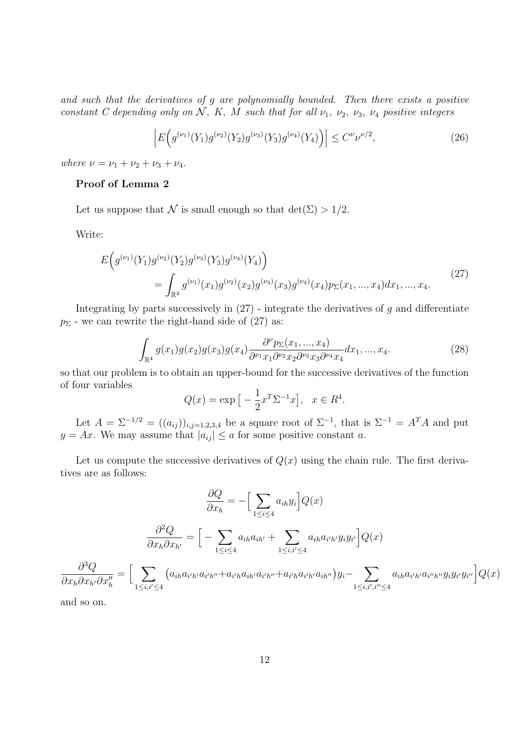*and such that the derivatives of $g$ are polynomially bounded. Then there exists a positive constant $C$ depending only on $\mathcal{N}$, $K$, $M$ such that for all $\nu_1$, $\nu_2$, $\nu_3$, $\nu_4$ positive integers*

$$\Big| E\Big( g^{(\nu_1)}(Y_1) g^{(\nu_2)}(Y_2) g^{(\nu_3)}(Y_3) g^{(\nu_4)}(Y_4) \Big) \Big| \leq C^{\nu} \nu^{\nu/2}, \tag{26}$$

*where $\nu = \nu_1 + \nu_2 + \nu_3 + \nu_4$.*

**Proof of Lemma 2**

Let us suppose that $\mathcal{N}$ is small enough so that $\det(\Sigma) > 1/2$.

Write:

$$\begin{aligned} E\Big( g^{(\nu_1)}(Y_1) g^{(\nu_2)}(Y_2) g^{(\nu_3)}(Y_3) g^{(\nu_4)}(Y_4) \Big) \\ = \int_{\mathbb{R}^4} g^{(\nu_1)}(x_1) g^{(\nu_2)}(x_2) g^{(\nu_3)}(x_3) g^{(\nu_4)}(x_4) p_{\Sigma}(x_1, ..., x_4) dx_1, ..., x_4. \end{aligned} \tag{27}$$

Integrating by parts successively in (27) - integrate the derivatives of $g$ and differentiate $p_\Sigma$ - we can rewrite the right-hand side of (27) as:

$$\int_{\mathbb{R}^4} g(x_1) g(x_2) g(x_3) g(x_4) \frac{\partial^{\nu} p_{\Sigma}(x_1, ..., x_4)}{\partial^{\nu_1} x_1 \partial^{\nu_2} x_2 \partial^{\nu_3} x_3 \partial^{\nu_4} x_4} dx_1, ..., x_4. \tag{28}$$

so that our problem is to obtain an upper-bound for the successive derivatives of the function of four variables

$$Q(x) = \exp\big[ -\frac{1}{2} x^T \Sigma^{-1} x \big], \quad x \in R^4.$$

Let $A = \Sigma^{-1/2} = ((a_{ij}))_{i,j=1,2,3,4}$ be a square root of $\Sigma^{-1}$, that is $\Sigma^{-1} = A^T A$ and put $y = Ax$. We may assume that $|a_{ij}| \leq a$ for some positive constant $a$.

Let us compute the successive derivatives of $Q(x)$ using the chain rule. The first derivatives are as follows:

$$\frac{\partial Q}{\partial x_h} = -\Big[ \sum_{1 \leq i \leq 4} a_{ih} y_i \Big] Q(x)$$

$$\frac{\partial^2 Q}{\partial x_h \partial x_{h'}} = \Big[ -\sum_{1 \leq i \leq 4} a_{ih} a_{ih'} + \sum_{1 \leq i, i' \leq 4} a_{ih} a_{i'h'} y_i y_{i'} \Big] Q(x)$$

$$\frac{\partial^3 Q}{\partial x_h \partial x_{h'} \partial x_h''} = \Big[ \sum_{1 \leq i, i' \leq 4} \big( a_{ih} a_{i'h'} a_{i'h''} + a_{i'h} a_{ih'} a_{i'h''} + a_{i'h} a_{i'h'} a_{ih''} \big) y_i - \sum_{1 \leq i, i', i'' \leq 4} a_{ih} a_{i'h'} a_{i''h''} y_i y_{i'} y_{i''} \Big] Q(x)$$

and so on.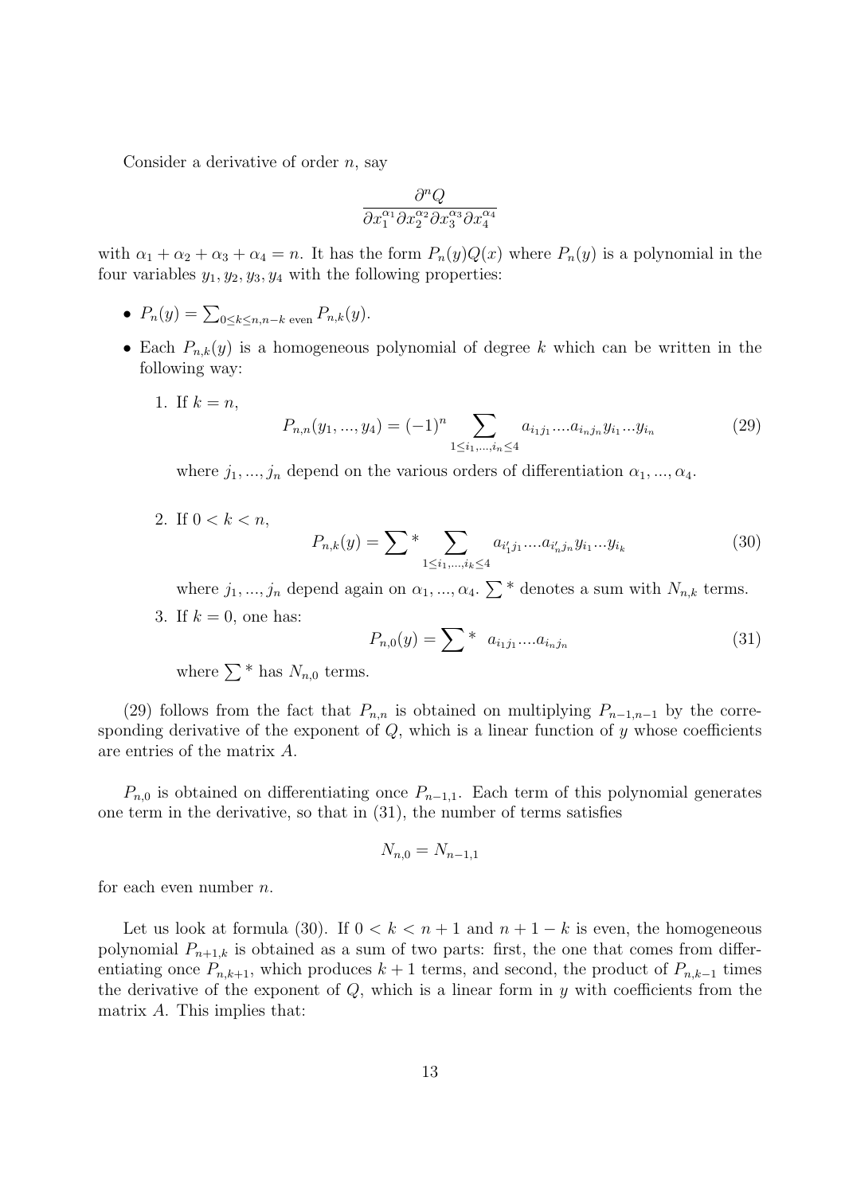Consider a derivative of order $n$, say

$$\frac{\partial^n Q}{\partial x_1^{\alpha_1} \partial x_2^{\alpha_2} \partial x_3^{\alpha_3} \partial x_4^{\alpha_4}}$$

with $\alpha_1 + \alpha_2 + \alpha_3 + \alpha_4 = n$. It has the form $P_n(y)Q(x)$ where $P_n(y)$ is a polynomial in the four variables $y_1, y_2, y_3, y_4$ with the following properties:

- $P_n(y) = \sum_{0 \le k \le n, n-k \text{ even}} P_{n,k}(y)$.
- Each $P_{n,k}(y)$ is a homogeneous polynomial of degree $k$ which can be written in the following way:

  1. If $k = n$,
  $$P_{n,n}(y_1, ..., y_4) = (-1)^n \sum_{1 \le i_1, ..., i_n \le 4} a_{i_1 j_1} .... a_{i_n j_n} y_{i_1} ... y_{i_n} \tag{29}$$
  where $j_1, ..., j_n$ depend on the various orders of differentiation $\alpha_1, ..., \alpha_4$.

  2. If $0 < k < n$,
  $$P_{n,k}(y) = \sum{}^* \sum_{1 \le i_1, ..., i_k \le 4} a_{i'_1 j_1} .... a_{i'_n j_n} y_{i_1} ... y_{i_k} \tag{30}$$
  where $j_1, ..., j_n$ depend again on $\alpha_1, ..., \alpha_4$. $\sum{}^*$ denotes a sum with $N_{n,k}$ terms.

  3. If $k = 0$, one has:
  $$P_{n,0}(y) = \sum{}^* \ a_{i_1 j_1} .... a_{i_n j_n} \tag{31}$$
  where $\sum{}^*$ has $N_{n,0}$ terms.

(29) follows from the fact that $P_{n,n}$ is obtained on multiplying $P_{n-1,n-1}$ by the corresponding derivative of the exponent of $Q$, which is a linear function of $y$ whose coefficients are entries of the matrix $A$.

$P_{n,0}$ is obtained on differentiating once $P_{n-1,1}$. Each term of this polynomial generates one term in the derivative, so that in (31), the number of terms satisfies

$$N_{n,0} = N_{n-1,1}$$

for each even number $n$.

Let us look at formula (30). If $0 < k < n + 1$ and $n + 1 - k$ is even, the homogeneous polynomial $P_{n+1,k}$ is obtained as a sum of two parts: first, the one that comes from differentiating once $P_{n,k+1}$, which produces $k + 1$ terms, and second, the product of $P_{n,k-1}$ times the derivative of the exponent of $Q$, which is a linear form in $y$ with coefficients from the matrix $A$. This implies that: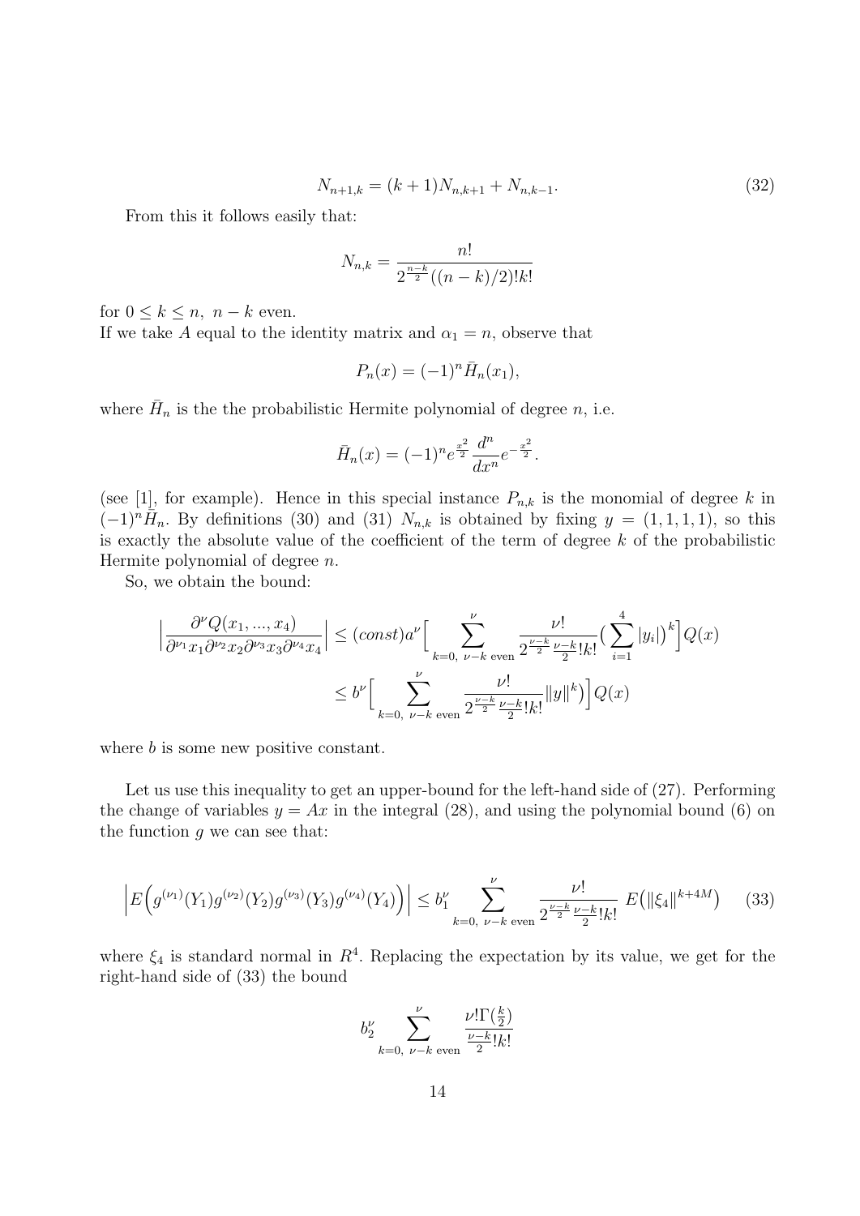$$N_{n+1,k} = (k+1)N_{n,k+1} + N_{n,k-1}. \tag{32}$$

From this it follows easily that:

$$N_{n,k} = \frac{n!}{2^{\frac{n-k}{2}}((n-k)/2)!k!}$$

for $0 \leq k \leq n,\ n-k$ even.
If we take $A$ equal to the identity matrix and $\alpha_1 = n$, observe that

$$P_n(x) = (-1)^n \bar{H}_n(x_1),$$

where $\bar{H}_n$ is the the probabilistic Hermite polynomial of degree $n$, i.e.

$$\bar{H}_n(x) = (-1)^n e^{\frac{x^2}{2}} \frac{d^n}{dx^n} e^{-\frac{x^2}{2}}.$$

(see [1], for example). Hence in this special instance $P_{n,k}$ is the monomial of degree $k$ in $(-1)^n \bar{H}_n$. By definitions (30) and (31) $N_{n,k}$ is obtained by fixing $y = (1,1,1,1)$, so this is exactly the absolute value of the coefficient of the term of degree $k$ of the probabilistic Hermite polynomial of degree $n$.

So, we obtain the bound:

$$\Big| \frac{\partial^\nu Q(x_1,...,x_4)}{\partial^{\nu_1} x_1 \partial^{\nu_2} x_2 \partial^{\nu_3} x_3 \partial^{\nu_4} x_4} \Big| \leq (const) a^\nu \Big[ \sum_{k=0,\ \nu-k \text{ even}}^{\nu} \frac{\nu!}{2^{\frac{\nu-k}{2}} \frac{\nu-k}{2}! k!} \big( \sum_{i=1}^{4} |y_i| \big)^k \Big] Q(x)$$

$$\leq b^\nu \Big[ \sum_{k=0,\ \nu-k \text{ even}}^{\nu} \frac{\nu!}{2^{\frac{\nu-k}{2}} \frac{\nu-k}{2}! k!} \|y\|^k \Big) \Big] Q(x)$$

where $b$ is some new positive constant.

Let us use this inequality to get an upper-bound for the left-hand side of (27). Performing the change of variables $y = Ax$ in the integral (28), and using the polynomial bound (6) on the function $g$ we can see that:

$$\Big| E\Big( g^{(\nu_1)}(Y_1) g^{(\nu_2)}(Y_2) g^{(\nu_3)}(Y_3) g^{(\nu_4)}(Y_4) \Big) \Big| \leq b_1^\nu \sum_{k=0,\ \nu-k \text{ even}}^{\nu} \frac{\nu!}{2^{\frac{\nu-k}{2}} \frac{\nu-k}{2}! k!} \ E\big( \|\xi_4\|^{k+4M} \big) \tag{33}$$

where $\xi_4$ is standard normal in $R^4$. Replacing the expectation by its value, we get for the right-hand side of (33) the bound

$$b_2^\nu \sum_{k=0,\ \nu-k \text{ even}}^{\nu} \frac{\nu! \Gamma(\frac{k}{2})}{\frac{\nu-k}{2}! k!}$$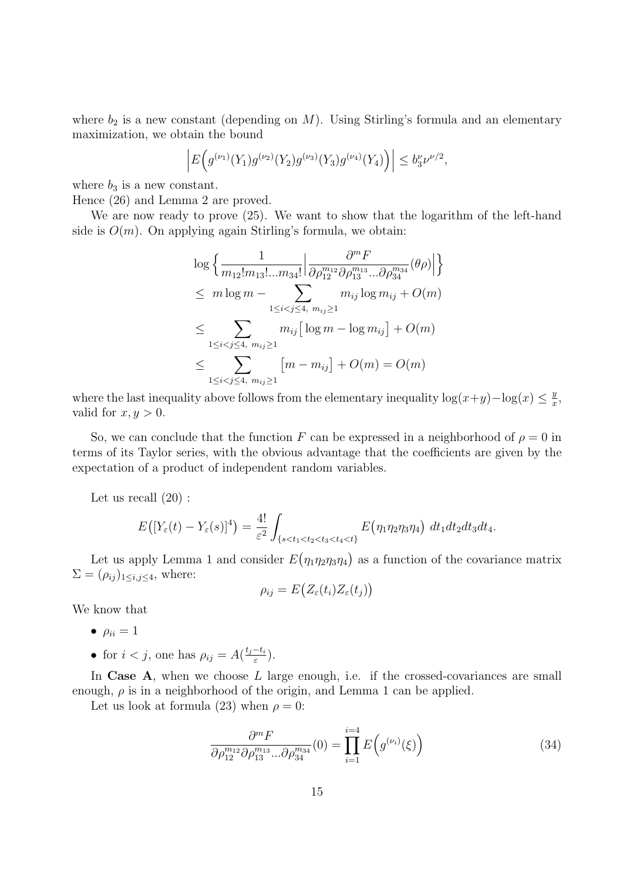where $b_2$ is a new constant (depending on $M$). Using Stirling's formula and an elementary maximization, we obtain the bound

$$\left| E\Big(g^{(\nu_1)}(Y_1)g^{(\nu_2)}(Y_2)g^{(\nu_3)}(Y_3)g^{(\nu_4)}(Y_4)\Big) \right| \leq b_3^{\nu}\nu^{\nu/2},$$

where $b_3$ is a new constant.
Hence (26) and Lemma 2 are proved.

We are now ready to prove (25). We want to show that the logarithm of the left-hand side is $O(m)$. On applying again Stirling's formula, we obtain:

$$\begin{aligned}
&\log\Big\{ \frac{1}{m_{12}!m_{13}!...m_{34}!}\Big| \frac{\partial^m F}{\partial\rho_{12}^{m_{12}}\partial\rho_{13}^{m_{13}}...\partial\rho_{34}^{m_{34}}}(\theta\rho)\Big| \Big\} \\
&\leq \; m\log m - \sum_{1\leq i<j\leq 4,\; m_{ij}\geq 1} m_{ij}\log m_{ij} + O(m) \\
&\leq \sum_{1\leq i<j\leq 4,\; m_{ij}\geq 1} m_{ij}\big[\log m - \log m_{ij}\big] + O(m) \\
&\leq \sum_{1\leq i<j\leq 4,\; m_{ij}\geq 1} \big[m - m_{ij}\big] + O(m) = O(m)
\end{aligned}$$

where the last inequality above follows from the elementary inequality $\log(x+y)-\log(x) \leq \frac{y}{x}$, valid for $x, y > 0$.

So, we can conclude that the function $F$ can be expressed in a neighborhood of $\rho = 0$ in terms of its Taylor series, with the obvious advantage that the coefficients are given by the expectation of a product of independent random variables.

Let us recall (20) :

$$E\big([Y_\varepsilon(t) - Y_\varepsilon(s)]^4\big) = \frac{4!}{\varepsilon^2}\int_{\{s<t_1<t_2<t_3<t_4<t\}} E\big(\eta_1\eta_2\eta_3\eta_4\big)\; dt_1dt_2dt_3dt_4.$$

Let us apply Lemma 1 and consider $E\big(\eta_1\eta_2\eta_3\eta_4\big)$ as a function of the covariance matrix $\Sigma = (\rho_{ij})_{1\leq i,j\leq 4}$, where:

$$\rho_{ij} = E\big(Z_\varepsilon(t_i)Z_\varepsilon(t_j)\big)$$

We know that

- $\rho_{ii} = 1$
- for $i < j$, one has $\rho_{ij} = A(\frac{t_j - t_i}{\varepsilon})$.

In **Case A**, when we choose $L$ large enough, i.e. if the crossed-covariances are small enough, $\rho$ is in a neighborhood of the origin, and Lemma 1 can be applied.

Let us look at formula (23) when $\rho = 0$:

$$\frac{\partial^m F}{\partial\rho_{12}^{m_{12}}\partial\rho_{13}^{m_{13}}...\partial\rho_{34}^{m_{34}}}(0) = \prod_{i=1}^{i=4} E\Big(g^{(\nu_i)}(\xi)\Big) \tag{34}$$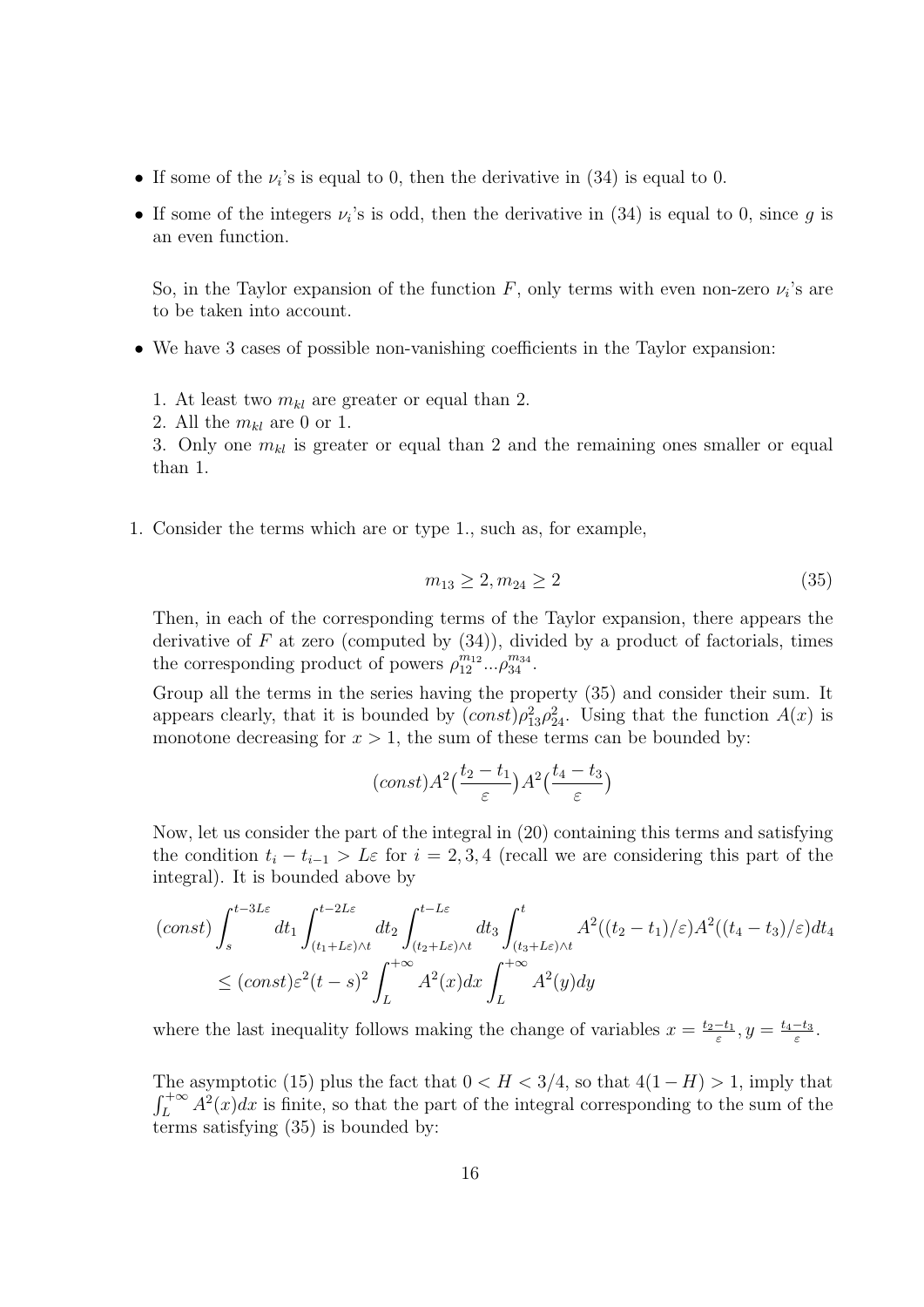- If some of the $\nu_i$'s is equal to 0, then the derivative in (34) is equal to 0.
- If some of the integers $\nu_i$'s is odd, then the derivative in (34) is equal to 0, since $g$ is an even function.

  So, in the Taylor expansion of the function $F$, only terms with even non-zero $\nu_i$'s are to be taken into account.

- We have 3 cases of possible non-vanishing coefficients in the Taylor expansion:

  1. At least two $m_{kl}$ are greater or equal than 2.
  2. All the $m_{kl}$ are 0 or 1.
  3. Only one $m_{kl}$ is greater or equal than 2 and the remaining ones smaller or equal than 1.

1. Consider the terms which are or type 1., such as, for example,

$$m_{13} \geq 2, m_{24} \geq 2 \tag{35}$$

Then, in each of the corresponding terms of the Taylor expansion, there appears the derivative of $F$ at zero (computed by (34)), divided by a product of factorials, times the corresponding product of powers $\rho_{12}^{m_{12}}...\rho_{34}^{m_{34}}$.

Group all the terms in the series having the property (35) and consider their sum. It appears clearly, that it is bounded by $(const)\rho_{13}^2\rho_{24}^2$. Using that the function $A(x)$ is monotone decreasing for $x > 1$, the sum of these terms can be bounded by:

$$(const)A^2\big(\frac{t_2 - t_1}{\varepsilon}\big)A^2\big(\frac{t_4 - t_3}{\varepsilon}\big)$$

Now, let us consider the part of the integral in (20) containing this terms and satisfying the condition $t_i - t_{i-1} > L\varepsilon$ for $i = 2, 3, 4$ (recall we are considering this part of the integral). It is bounded above by

$$(const)\int_s^{t-3L\varepsilon} dt_1 \int_{(t_1+L\varepsilon)\wedge t}^{t-2L\varepsilon} dt_2 \int_{(t_2+L\varepsilon)\wedge t}^{t-L\varepsilon} dt_3 \int_{(t_3+L\varepsilon)\wedge t}^{t} A^2((t_2-t_1)/\varepsilon)A^2((t_4-t_3)/\varepsilon)dt_4$$
$$\leq (const)\varepsilon^2(t-s)^2 \int_L^{+\infty} A^2(x)dx \int_L^{+\infty} A^2(y)dy$$

where the last inequality follows making the change of variables $x = \frac{t_2-t_1}{\varepsilon}, y = \frac{t_4-t_3}{\varepsilon}$.

The asymptotic (15) plus the fact that $0 < H < 3/4$, so that $4(1-H) > 1$, imply that $\int_L^{+\infty} A^2(x)dx$ is finite, so that the part of the integral corresponding to the sum of the terms satisfying (35) is bounded by: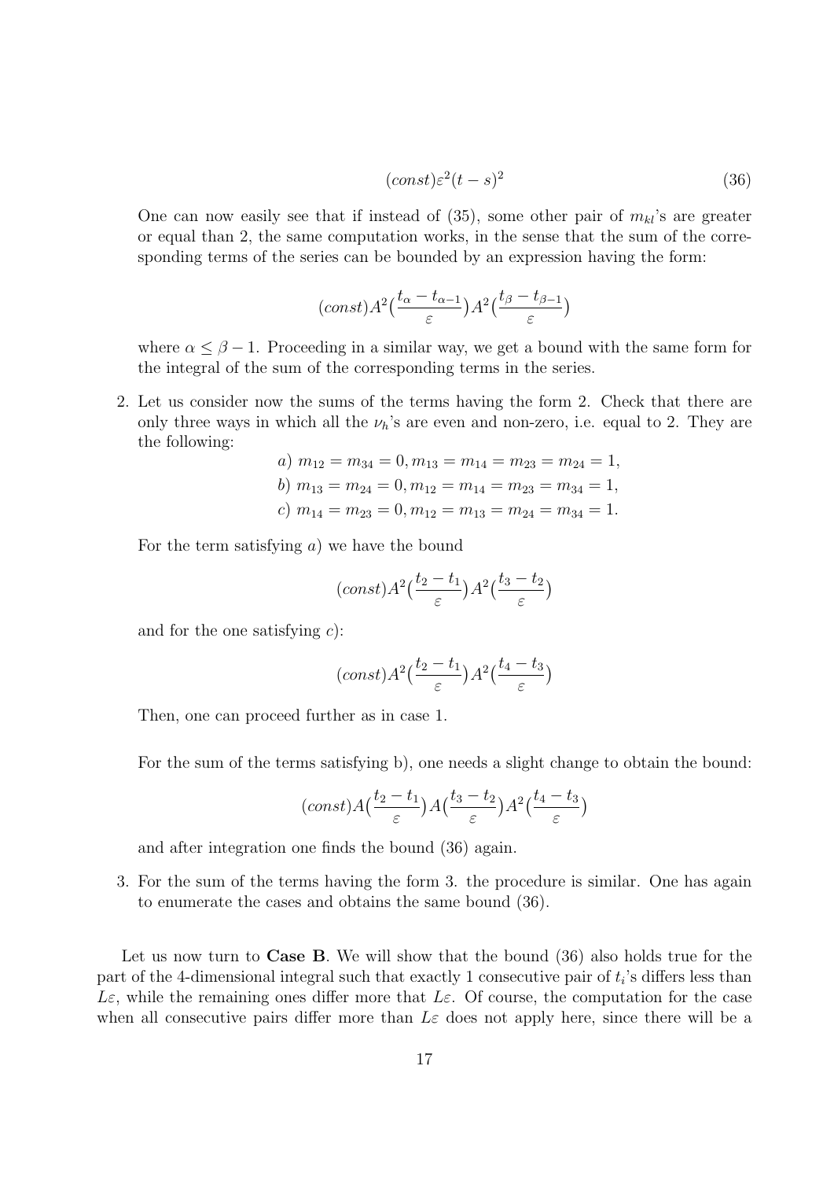$$(const)\varepsilon^2(t-s)^2 \tag{36}$$

One can now easily see that if instead of (35), some other pair of $m_{kl}$'s are greater or equal than 2, the same computation works, in the sense that the sum of the corresponding terms of the series can be bounded by an expression having the form:

$$(const)A^2\big(\frac{t_\alpha - t_{\alpha-1}}{\varepsilon}\big)A^2\big(\frac{t_\beta - t_{\beta-1}}{\varepsilon}\big)$$

where $\alpha \leq \beta - 1$. Proceeding in a similar way, we get a bound with the same form for the integral of the sum of the corresponding terms in the series.

2. Let us consider now the sums of the terms having the form 2. Check that there are only three ways in which all the $\nu_h$'s are even and non-zero, i.e. equal to 2. They are the following:

$$\begin{aligned}
&a)\ m_{12} = m_{34} = 0, m_{13} = m_{14} = m_{23} = m_{24} = 1,\\
&b)\ m_{13} = m_{24} = 0, m_{12} = m_{14} = m_{23} = m_{34} = 1,\\
&c)\ m_{14} = m_{23} = 0, m_{12} = m_{13} = m_{24} = m_{34} = 1.
\end{aligned}$$

For the term satisfying $a)$ we have the bound

$$(const)A^2\big(\frac{t_2 - t_1}{\varepsilon}\big)A^2\big(\frac{t_3 - t_2}{\varepsilon}\big)$$

and for the one satisfying $c)$:

$$(const)A^2\big(\frac{t_2 - t_1}{\varepsilon}\big)A^2\big(\frac{t_4 - t_3}{\varepsilon}\big)$$

Then, one can proceed further as in case 1.

For the sum of the terms satisfying b), one needs a slight change to obtain the bound:

$$(const)A\big(\frac{t_2 - t_1}{\varepsilon}\big)A\big(\frac{t_3 - t_2}{\varepsilon}\big)A^2\big(\frac{t_4 - t_3}{\varepsilon}\big)$$

and after integration one finds the bound (36) again.

3. For the sum of the terms having the form 3. the procedure is similar. One has again to enumerate the cases and obtains the same bound (36).

Let us now turn to **Case B**. We will show that the bound (36) also holds true for the part of the 4-dimensional integral such that exactly 1 consecutive pair of $t_i$'s differs less than $L\varepsilon$, while the remaining ones differ more that $L\varepsilon$. Of course, the computation for the case when all consecutive pairs differ more than $L\varepsilon$ does not apply here, since there will be a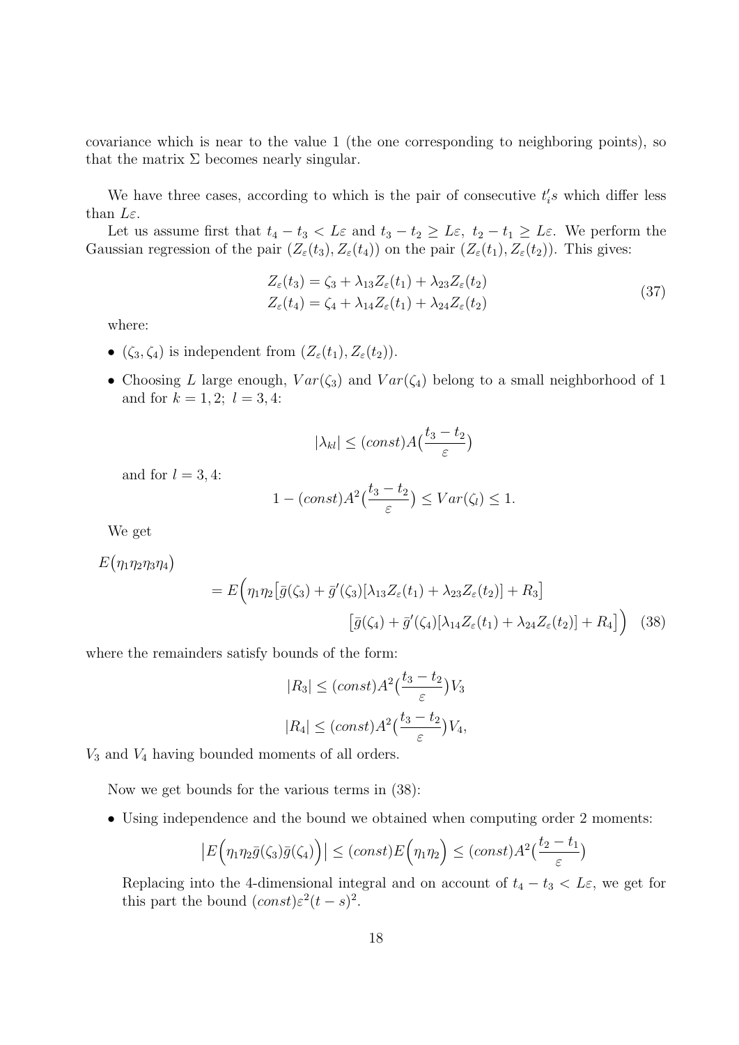covariance which is near to the value 1 (the one corresponding to neighboring points), so that the matrix $\Sigma$ becomes nearly singular.

We have three cases, according to which is the pair of consecutive $t_i's$ which differ less than $L\varepsilon$.

Let us assume first that $t_4 - t_3 < L\varepsilon$ and $t_3 - t_2 \geq L\varepsilon,\ t_2 - t_1 \geq L\varepsilon$. We perform the Gaussian regression of the pair $(Z_\varepsilon(t_3), Z_\varepsilon(t_4))$ on the pair $(Z_\varepsilon(t_1), Z_\varepsilon(t_2))$. This gives:

$$
\begin{aligned}
Z_\varepsilon(t_3) &= \zeta_3 + \lambda_{13} Z_\varepsilon(t_1) + \lambda_{23} Z_\varepsilon(t_2) \\
Z_\varepsilon(t_4) &= \zeta_4 + \lambda_{14} Z_\varepsilon(t_1) + \lambda_{24} Z_\varepsilon(t_2)
\end{aligned}
\tag{37}
$$

where:

- $(\zeta_3, \zeta_4)$ is independent from $(Z_\varepsilon(t_1), Z_\varepsilon(t_2))$.
- Choosing $L$ large enough, $Var(\zeta_3)$ and $Var(\zeta_4)$ belong to a small neighborhood of 1 and for $k = 1, 2;\ l = 3, 4$:

  $$
  |\lambda_{kl}| \leq (const) A\big(\frac{t_3 - t_2}{\varepsilon}\big)
  $$

  and for $l = 3, 4$:

  $$
  1 - (const) A^2\big(\frac{t_3 - t_2}{\varepsilon}\big) \leq Var(\zeta_l) \leq 1.
  $$

  We get

$$
\begin{aligned}
&E\big(\eta_1\eta_2\eta_3\eta_4\big) \\
&\quad = E\Big(\eta_1\eta_2\big[\bar g(\zeta_3) + \bar g'(\zeta_3)[\lambda_{13} Z_\varepsilon(t_1) + \lambda_{23} Z_\varepsilon(t_2)] + R_3\big] \\
&\qquad\qquad \big[\bar g(\zeta_4) + \bar g'(\zeta_4)[\lambda_{14} Z_\varepsilon(t_1) + \lambda_{24} Z_\varepsilon(t_2)] + R_4\big]\Big)
\end{aligned}
\tag{38}
$$

where the remainders satisfy bounds of the form:

$$
|R_3| \leq (const) A^2\big(\frac{t_3 - t_2}{\varepsilon}\big) V_3
$$

$$
|R_4| \leq (const) A^2\big(\frac{t_3 - t_2}{\varepsilon}\big) V_4,
$$

$V_3$ and $V_4$ having bounded moments of all orders.

Now we get bounds for the various terms in (38):

- Using independence and the bound we obtained when computing order 2 moments:

  $$
  \big|E\Big(\eta_1\eta_2 \bar g(\zeta_3)\bar g(\zeta_4)\Big)\big| \leq (const) E\Big(\eta_1\eta_2\Big) \leq (const) A^2\big(\frac{t_2 - t_1}{\varepsilon}\big)
  $$

  Replacing into the 4-dimensional integral and on account of $t_4 - t_3 < L\varepsilon$, we get for this part the bound $(const)\varepsilon^2(t-s)^2$.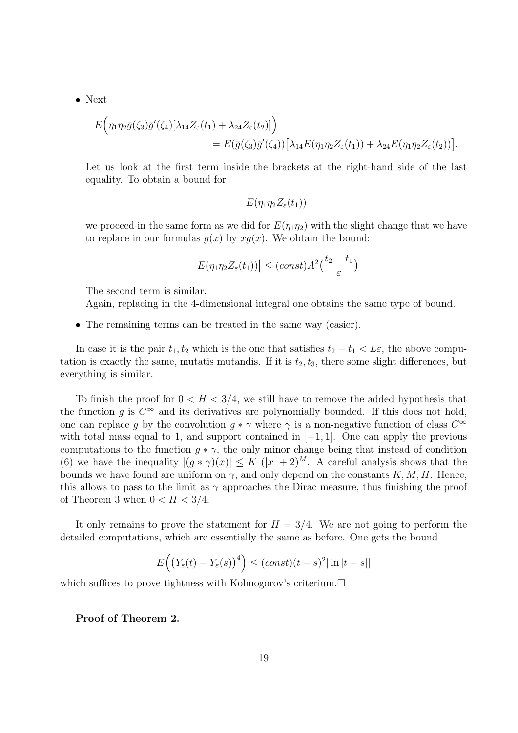- Next

$$E\Big(\eta_1\eta_2\bar{g}(\zeta_3)\bar{g}'(\zeta_4)[\lambda_{14}Z_\varepsilon(t_1)+\lambda_{24}Z_\varepsilon(t_2)]\Big)$$
$$=E(\bar{g}(\zeta_3)\bar{g}'(\zeta_4))\big[\lambda_{14}E(\eta_1\eta_2Z_\varepsilon(t_1))+\lambda_{24}E(\eta_1\eta_2Z_\varepsilon(t_2))\big].$$

  Let us look at the first term inside the brackets at the right-hand side of the last equality. To obtain a bound for

$$E(\eta_1\eta_2Z_\varepsilon(t_1))$$

  we proceed in the same form as we did for $E(\eta_1\eta_2)$ with the slight change that we have to replace in our formulas $g(x)$ by $xg(x)$. We obtain the bound:

$$\big|E(\eta_1\eta_2Z_\varepsilon(t_1))\big|\le(const)A^2\big(\frac{t_2-t_1}{\varepsilon}\big)$$

  The second term is similar.
  Again, replacing in the 4-dimensional integral one obtains the same type of bound.

- The remaining terms can be treated in the same way (easier).

In case it is the pair $t_1, t_2$ which is the one that satisfies $t_2 - t_1 < L\varepsilon$, the above computation is exactly the same, mutatis mutandis. If it is $t_2, t_3$, there some slight differences, but everything is similar.

To finish the proof for $0 < H < 3/4$, we still have to remove the added hypothesis that the function $g$ is $C^\infty$ and its derivatives are polynomially bounded. If this does not hold, one can replace $g$ by the convolution $g * \gamma$ where $\gamma$ is a non-negative function of class $C^\infty$ with total mass equal to 1, and support contained in $[-1, 1]$. One can apply the previous computations to the function $g * \gamma$, the only minor change being that instead of condition (6) we have the inequality $|(g * \gamma)(x)| \le K\ (|x| + 2)^M$. A careful analysis shows that the bounds we have found are uniform on $\gamma$, and only depend on the constants $K, M, H$. Hence, this allows to pass to the limit as $\gamma$ approaches the Dirac measure, thus finishing the proof of Theorem 3 when $0 < H < 3/4$.

It only remains to prove the statement for $H = 3/4$. We are not going to perform the detailed computations, which are essentially the same as before. One gets the bound

$$E\Big(\big(Y_\varepsilon(t)-Y_\varepsilon(s)\big)^4\Big)\le(const)(t-s)^2|\ln|t-s||$$

which suffices to prove tightness with Kolmogorov's criterium.□

**Proof of Theorem 2.**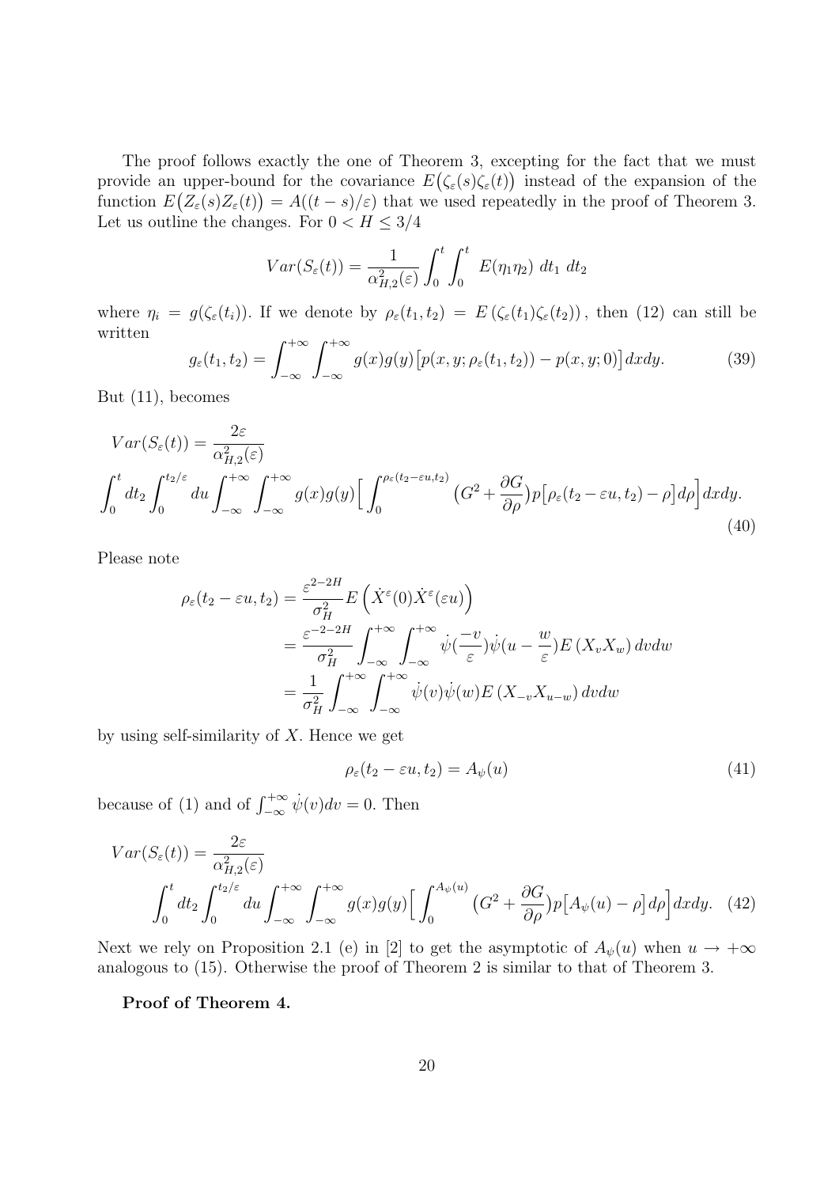The proof follows exactly the one of Theorem 3, excepting for the fact that we must provide an upper-bound for the covariance $E\big(\zeta_\varepsilon(s)\zeta_\varepsilon(t)\big)$ instead of the expansion of the function $E\big(Z_\varepsilon(s)Z_\varepsilon(t)\big) = A((t-s)/\varepsilon)$ that we used repeatedly in the proof of Theorem 3. Let us outline the changes. For $0 < H \leq 3/4$

$$Var(S_\varepsilon(t)) = \frac{1}{\alpha^2_{H,2}(\varepsilon)} \int_0^t \int_0^t \; E(\eta_1\eta_2) \; dt_1 \; dt_2$$

where $\eta_i = g(\zeta_\varepsilon(t_i))$. If we denote by $\rho_\varepsilon(t_1,t_2) = E\left(\zeta_\varepsilon(t_1)\zeta_\varepsilon(t_2)\right)$, then (12) can still be written

$$g_\varepsilon(t_1,t_2) = \int_{-\infty}^{+\infty}\int_{-\infty}^{+\infty} g(x)g(y)\big[p(x,y;\rho_\varepsilon(t_1,t_2)) - p(x,y;0)\big]dxdy. \tag{39}$$

But (11), becomes

$$\begin{aligned} &Var(S_\varepsilon(t)) = \frac{2\varepsilon}{\alpha^2_{H,2}(\varepsilon)} \\ &\int_0^t dt_2 \int_0^{t_2/\varepsilon} du \int_{-\infty}^{+\infty}\int_{-\infty}^{+\infty} g(x)g(y)\Big[\int_0^{\rho_\varepsilon(t_2-\varepsilon u,t_2)} \big(G^2 + \frac{\partial G}{\partial \rho}\big)p\big[\rho_\varepsilon(t_2-\varepsilon u,t_2) - \rho\big]d\rho\Big]dxdy. \end{aligned} \tag{40}$$

Please note

$$\begin{aligned} \rho_\varepsilon(t_2-\varepsilon u,t_2) &= \frac{\varepsilon^{2-2H}}{\sigma_H^2} E\left(\dot{X}^\varepsilon(0)\dot{X}^\varepsilon(\varepsilon u)\right) \\ &= \frac{\varepsilon^{-2-2H}}{\sigma_H^2}\int_{-\infty}^{+\infty}\int_{-\infty}^{+\infty} \dot{\psi}(\frac{-v}{\varepsilon})\dot{\psi}(u-\frac{w}{\varepsilon})E\left(X_vX_w\right)dvdw \\ &= \frac{1}{\sigma_H^2}\int_{-\infty}^{+\infty}\int_{-\infty}^{+\infty} \dot{\psi}(v)\dot{\psi}(w)E\left(X_{-v}X_{u-w}\right)dvdw \end{aligned}$$

by using self-similarity of $X$. Hence we get

$$\rho_\varepsilon(t_2-\varepsilon u,t_2) = A_\psi(u) \tag{41}$$

because of (1) and of $\int_{-\infty}^{+\infty}\dot{\psi}(v)dv = 0$. Then

$$\begin{aligned} &Var(S_\varepsilon(t)) = \frac{2\varepsilon}{\alpha^2_{H,2}(\varepsilon)} \\ &\qquad \int_0^t dt_2 \int_0^{t_2/\varepsilon} du \int_{-\infty}^{+\infty}\int_{-\infty}^{+\infty} g(x)g(y)\Big[\int_0^{A_\psi(u)} \big(G^2 + \frac{\partial G}{\partial \rho}\big)p\big[A_\psi(u) - \rho\big]d\rho\Big]dxdy. \end{aligned} \tag{42}$$

Next we rely on Proposition 2.1 (e) in [2] to get the asymptotic of $A_\psi(u)$ when $u \to +\infty$ analogous to (15). Otherwise the proof of Theorem 2 is similar to that of Theorem 3.

**Proof of Theorem 4.**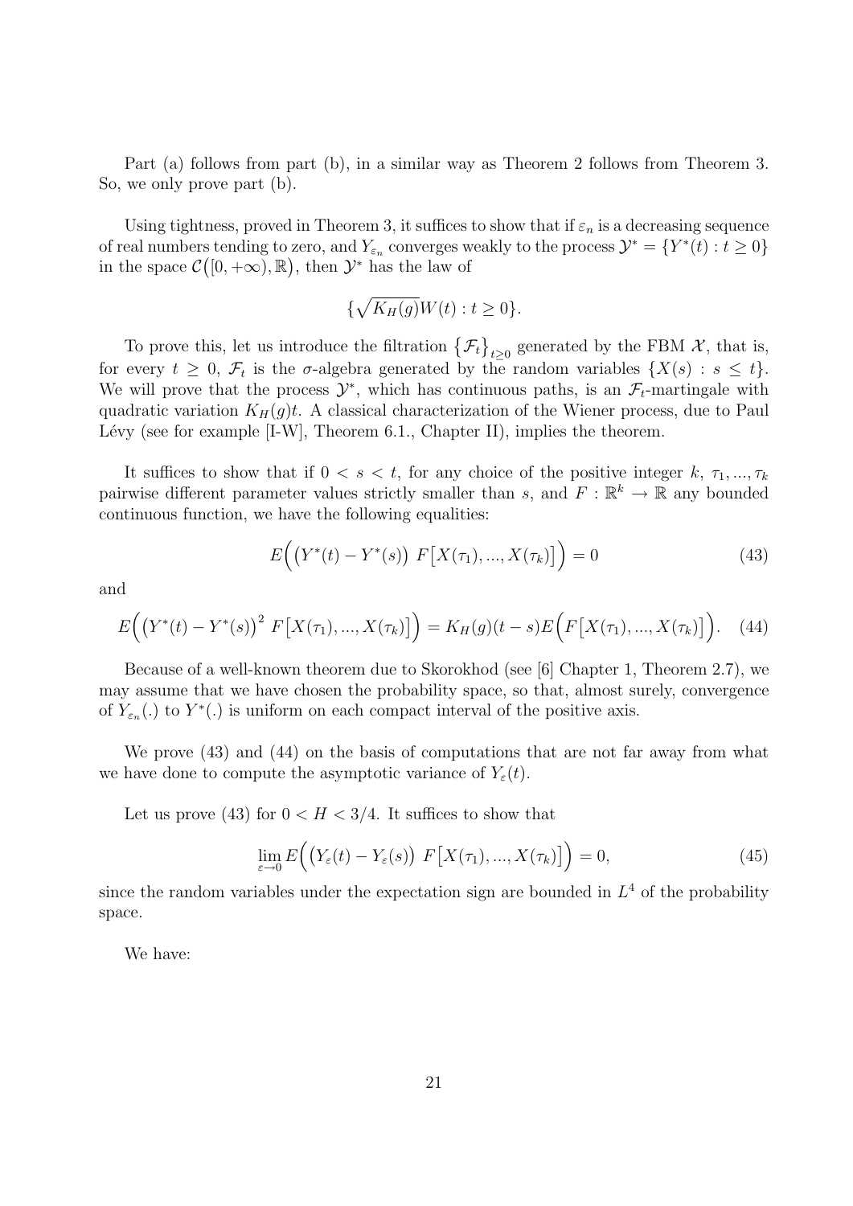Part (a) follows from part (b), in a similar way as Theorem 2 follows from Theorem 3. So, we only prove part (b).

Using tightness, proved in Theorem 3, it suffices to show that if $\varepsilon_n$ is a decreasing sequence of real numbers tending to zero, and $Y_{\varepsilon_n}$ converges weakly to the process $\mathcal{Y}^* = \{Y^*(t) : t \geq 0\}$ in the space $\mathcal{C}\big([0, +\infty), \mathbb{R}\big)$, then $\mathcal{Y}^*$ has the law of

$$\{\sqrt{K_H(g)} W(t) : t \geq 0\}.$$

To prove this, let us introduce the filtration $\big\{\mathcal{F}_t\big\}_{t\geq 0}$ generated by the FBM $\mathcal{X}$, that is, for every $t \geq 0$, $\mathcal{F}_t$ is the $\sigma$-algebra generated by the random variables $\{X(s) : s \leq t\}$. We will prove that the process $\mathcal{Y}^*$, which has continuous paths, is an $\mathcal{F}_t$-martingale with quadratic variation $K_H(g)t$. A classical characterization of the Wiener process, due to Paul Lévy (see for example [I-W], Theorem 6.1., Chapter II), implies the theorem.

It suffices to show that if $0 < s < t$, for any choice of the positive integer $k$, $\tau_1, ..., \tau_k$ pairwise different parameter values strictly smaller than $s$, and $F : \mathbb{R}^k \to \mathbb{R}$ any bounded continuous function, we have the following equalities:

$$E\Big(\big(Y^*(t) - Y^*(s)\big)\ F\big[X(\tau_1), ..., X(\tau_k)\big]\Big) = 0 \tag{43}$$

and

$$E\Big(\big(Y^*(t) - Y^*(s)\big)^2\ F\big[X(\tau_1), ..., X(\tau_k)\big]\Big) = K_H(g)(t-s)E\Big(F\big[X(\tau_1), ..., X(\tau_k)\big]\Big). \tag{44}$$

Because of a well-known theorem due to Skorokhod (see [6] Chapter 1, Theorem 2.7), we may assume that we have chosen the probability space, so that, almost surely, convergence of $Y_{\varepsilon_n}(.)$ to $Y^*(.)$ is uniform on each compact interval of the positive axis.

We prove (43) and (44) on the basis of computations that are not far away from what we have done to compute the asymptotic variance of $Y_\varepsilon(t)$.

Let us prove (43) for $0 < H < 3/4$. It suffices to show that

$$\lim_{\varepsilon\to 0} E\Big(\big(Y_\varepsilon(t) - Y_\varepsilon(s)\big)\ F\big[X(\tau_1), ..., X(\tau_k)\big]\Big) = 0, \tag{45}$$

since the random variables under the expectation sign are bounded in $L^4$ of the probability space.

We have: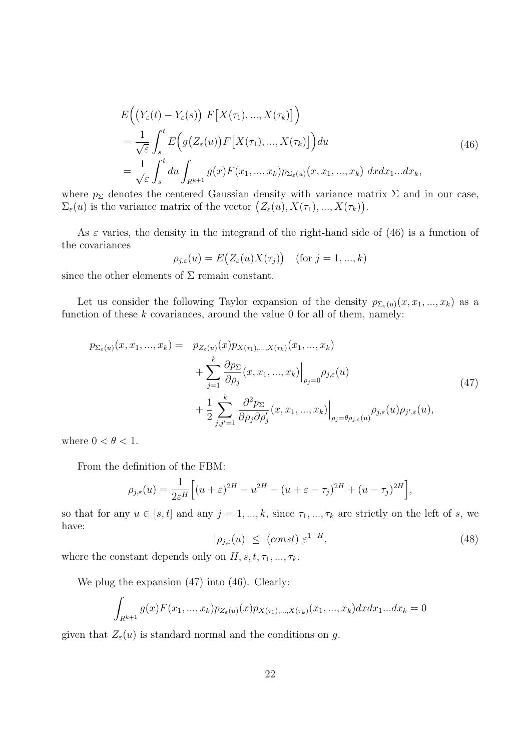$$
\begin{aligned}
&E\Big(\big(Y_\varepsilon(t) - Y_\varepsilon(s)\big)\ F\big[X(\tau_1), ..., X(\tau_k)\big]\Big) \\
&= \frac{1}{\sqrt{\varepsilon}} \int_s^t E\Big(g\big(Z_\varepsilon(u)\big) F\big[X(\tau_1), ..., X(\tau_k)\big]\Big) du \\
&= \frac{1}{\sqrt{\varepsilon}} \int_s^t du \int_{R^{k+1}} g(x) F(x_1, ..., x_k) p_{\Sigma_\varepsilon(u)}(x, x_1, ..., x_k)\ dx dx_1 ... dx_k,
\end{aligned}
\tag{46}
$$

where $p_\Sigma$ denotes the centered Gaussian density with variance matrix $\Sigma$ and in our case, $\Sigma_\varepsilon(u)$ is the variance matrix of the vector $\big(Z_\varepsilon(u), X(\tau_1), ..., X(\tau_k)\big)$.

As $\varepsilon$ varies, the density in the integrand of the right-hand side of (46) is a function of the covariances

$$
\rho_{j,\varepsilon}(u) = E\big(Z_\varepsilon(u) X(\tau_j)\big) \quad (\text{for } j = 1, ..., k)
$$

since the other elements of $\Sigma$ remain constant.

Let us consider the following Taylor expansion of the density $p_{\Sigma_\varepsilon(u)}(x, x_1, ..., x_k)$ as a function of these $k$ covariances, around the value 0 for all of them, namely:

$$
\begin{aligned}
p_{\Sigma_\varepsilon(u)}(x, x_1, ..., x_k) = \quad & p_{Z_\varepsilon(u)}(x) p_{X(\tau_1), ..., X(\tau_k)}(x_1, ..., x_k) \\
& + \sum_{j=1}^{k} \frac{\partial p_\Sigma}{\partial \rho_j}(x, x_1, ..., x_k)\Big|_{\rho_j = 0} \rho_{j,\varepsilon}(u) \\
& + \frac{1}{2} \sum_{j,j'=1}^{k} \frac{\partial^2 p_\Sigma}{\partial \rho_j \partial \rho_j'}(x, x_1, ..., x_k)\Big|_{\rho_j = \theta \rho_{j,\varepsilon}(u)} \rho_{j,\varepsilon}(u) \rho_{j',\varepsilon}(u),
\end{aligned}
\tag{47}
$$

where $0 < \theta < 1$.

From the definition of the FBM:

$$
\rho_{j,\varepsilon}(u) = \frac{1}{2\varepsilon^H}\Big[(u+\varepsilon)^{2H} - u^{2H} - (u+\varepsilon-\tau_j)^{2H} + (u-\tau_j)^{2H}\Big],
$$

so that for any $u \in [s,t]$ and any $j = 1, ..., k$, since $\tau_1, ..., \tau_k$ are strictly on the left of $s$, we have:

$$
\big|\rho_{j,\varepsilon}(u)\big| \leq\ (const)\ \varepsilon^{1-H},
\tag{48}
$$

where the constant depends only on $H, s, t, \tau_1, ..., \tau_k$.

We plug the expansion (47) into (46). Clearly:

$$
\int_{R^{k+1}} g(x) F(x_1, ..., x_k) p_{Z_\varepsilon(u)}(x) p_{X(\tau_1), ..., X(\tau_k)}(x_1, ..., x_k) dx dx_1 ... dx_k = 0
$$

given that $Z_\varepsilon(u)$ is standard normal and the conditions on $g$.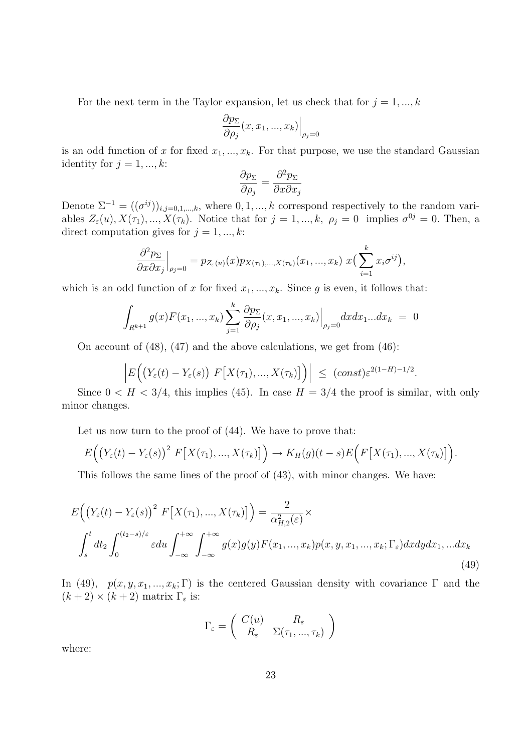For the next term in the Taylor expansion, let us check that for $j = 1, ..., k$

$$\frac{\partial p_\Sigma}{\partial \rho_j}(x, x_1, ..., x_k)\Big|_{\rho_j=0}$$

is an odd function of $x$ for fixed $x_1, ..., x_k$. For that purpose, we use the standard Gaussian identity for $j = 1, ..., k$:

$$\frac{\partial p_\Sigma}{\partial \rho_j} = \frac{\partial^2 p_\Sigma}{\partial x \partial x_j}$$

Denote $\Sigma^{-1} = ((\sigma^{ij}))_{i,j=0,1,...,k}$, where $0, 1, ..., k$ correspond respectively to the random variables $Z_\varepsilon(u), X(\tau_1), ..., X(\tau_k)$. Notice that for $j = 1, ..., k$, $\rho_j = 0$ implies $\sigma^{0j} = 0$. Then, a direct computation gives for $j = 1, ..., k$:

$$\frac{\partial^2 p_\Sigma}{\partial x \partial x_j}\Big|_{\rho_j=0} = p_{Z_\varepsilon(u)}(x) p_{X(\tau_1),...,X(\tau_k)}(x_1, ..., x_k)\ x\Big(\sum_{i=1}^{k} x_i \sigma^{ij}\Big),$$

which is an odd function of $x$ for fixed $x_1, ..., x_k$. Since $g$ is even, it follows that:

$$\int_{R^{k+1}} g(x) F(x_1, ..., x_k) \sum_{j=1}^{k} \frac{\partial p_\Sigma}{\partial \rho_j}(x, x_1, ..., x_k)\Big|_{\rho_j=0} dx dx_1 ... dx_k \ = \ 0$$

On account of (48), (47) and the above calculations, we get from (46):

$$\Big| E\Big(\big(Y_\varepsilon(t) - Y_\varepsilon(s)\big)\ F\big[X(\tau_1), ..., X(\tau_k)\big]\Big)\Big| \ \leq \ (const)\varepsilon^{2(1-H)-1/2}.$$

Since $0 < H < 3/4$, this implies (45). In case $H = 3/4$ the proof is similar, with only minor changes.

Let us now turn to the proof of (44). We have to prove that:

$$E\Big(\big(Y_\varepsilon(t) - Y_\varepsilon(s)\big)^2\ F\big[X(\tau_1), ..., X(\tau_k)\big]\Big) \to K_H(g)(t-s) E\Big(F\big[X(\tau_1), ..., X(\tau_k)\big]\Big).$$

This follows the same lines of the proof of (43), with minor changes. We have:

$$E\Big(\big(Y_\varepsilon(t) - Y_\varepsilon(s)\big)^2\ F\big[X(\tau_1), ..., X(\tau_k)\big]\Big) = \frac{2}{\alpha^2_{H,2}(\varepsilon)} \times$$
$$\int_s^t dt_2 \int_0^{(t_2-s)/\varepsilon} \varepsilon du \int_{-\infty}^{+\infty} \int_{-\infty}^{+\infty} g(x) g(y) F(x_1, ..., x_k) p(x, y, x_1, ..., x_k; \Gamma_\varepsilon) dx dy dx_1, ... dx_k \tag{49}$$

In (49), $p(x, y, x_1, ..., x_k; \Gamma)$ is the centered Gaussian density with covariance $\Gamma$ and the $(k+2) \times (k+2)$ matrix $\Gamma_\varepsilon$ is:

$$\Gamma_\varepsilon = \left( \begin{array}{cc} C(u) & R_\varepsilon \\ R_\varepsilon & \Sigma(\tau_1, ..., \tau_k) \end{array} \right)$$

where: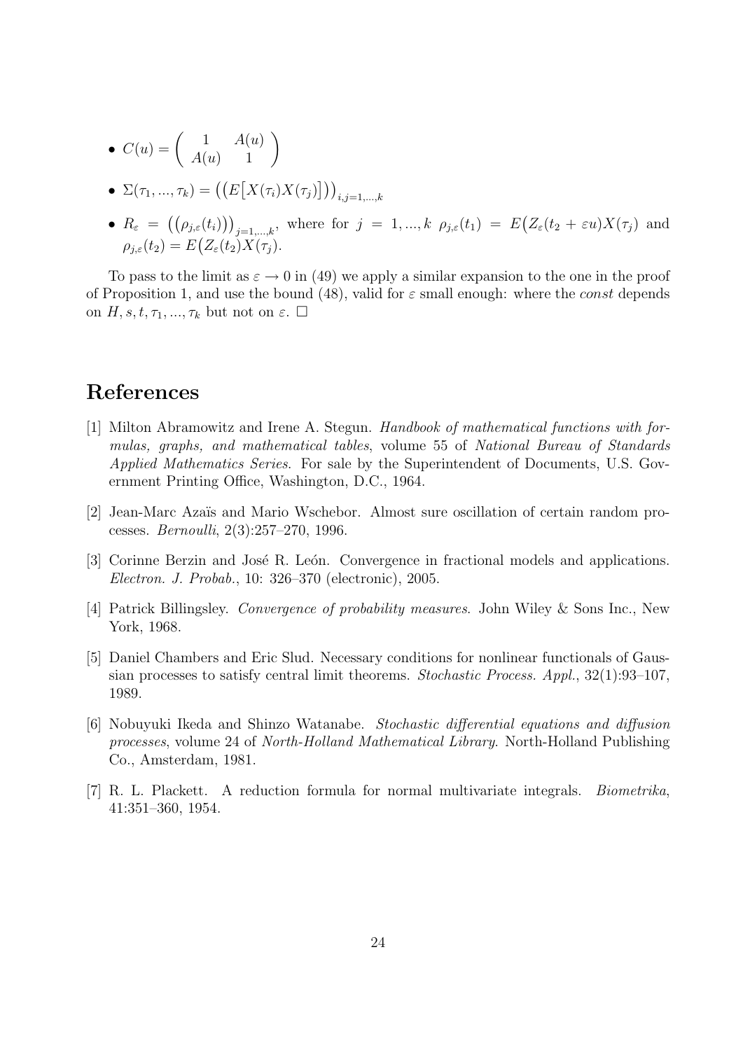- $C(u) = \begin{pmatrix} 1 & A(u) \\ A(u) & 1 \end{pmatrix}$
- $\Sigma(\tau_1, ..., \tau_k) = \big(\big(E\big[X(\tau_i)X(\tau_j)\big]\big)\big)_{i,j=1,...,k}$
- $R_\varepsilon = \big(\big(\rho_{j,\varepsilon}(t_i)\big)\big)_{j=1,...,k}$, where for $j = 1, ..., k$ $\rho_{j,\varepsilon}(t_1) = E\big(Z_\varepsilon(t_2 + \varepsilon u)X(\tau_j)$ and $\rho_{j,\varepsilon}(t_2) = E\big(Z_\varepsilon(t_2)X(\tau_j)$.

To pass to the limit as $\varepsilon \to 0$ in (49) we apply a similar expansion to the one in the proof of Proposition 1, and use the bound (48), valid for $\varepsilon$ small enough: where the *const* depends on $H, s, t, \tau_1, ..., \tau_k$ but not on $\varepsilon$. $\square$

# References

[1] Milton Abramowitz and Irene A. Stegun. *Handbook of mathematical functions with formulas, graphs, and mathematical tables*, volume 55 of *National Bureau of Standards Applied Mathematics Series*. For sale by the Superintendent of Documents, U.S. Government Printing Office, Washington, D.C., 1964.

[2] Jean-Marc Azaïs and Mario Wschebor. Almost sure oscillation of certain random processes. *Bernoulli*, 2(3):257–270, 1996.

[3] Corinne Berzin and José R. León. Convergence in fractional models and applications. *Electron. J. Probab.*, 10: 326–370 (electronic), 2005.

[4] Patrick Billingsley. *Convergence of probability measures*. John Wiley & Sons Inc., New York, 1968.

[5] Daniel Chambers and Eric Slud. Necessary conditions for nonlinear functionals of Gaussian processes to satisfy central limit theorems. *Stochastic Process. Appl.*, 32(1):93–107, 1989.

[6] Nobuyuki Ikeda and Shinzo Watanabe. *Stochastic differential equations and diffusion processes*, volume 24 of *North-Holland Mathematical Library*. North-Holland Publishing Co., Amsterdam, 1981.

[7] R. L. Plackett. A reduction formula for normal multivariate integrals. *Biometrika*, 41:351–360, 1954.